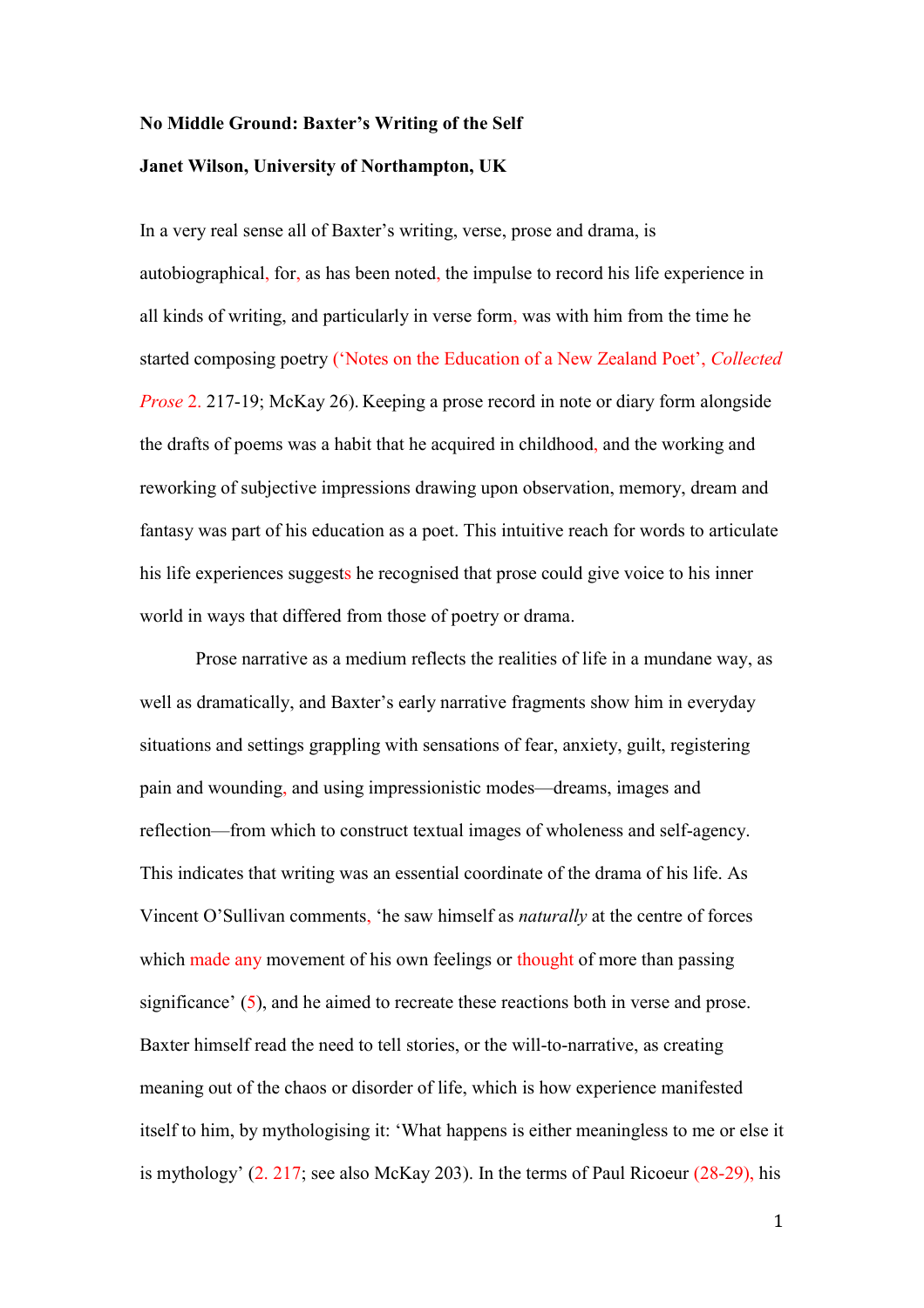**No Middle Ground: Baxter's Writing of the Self**

**Janet Wilson, University of Northampton, UK**

In a very real sense all of Baxter's writing, verse, prose and drama, is autobiographical, for, as has been noted, the impulse to record his life experience in all kinds of writing, and particularly in verse form, was with him from the time he started composing poetry ('Notes on the Education of a New Zealand Poet', *Collected Prose* 2. 217-19; McKay 26). Keeping a prose record in note or diary form alongside the drafts of poems was a habit that he acquired in childhood, and the working and reworking of subjective impressions drawing upon observation, memory, dream and fantasy was part of his education as a poet. This intuitive reach for words to articulate his life experiences suggests he recognised that prose could give voice to his inner world in ways that differed from those of poetry or drama.

Prose narrative as a medium reflects the realities of life in a mundane way, as well as dramatically, and Baxter's early narrative fragments show him in everyday situations and settings grappling with sensations of fear, anxiety, guilt, registering pain and wounding, and using impressionistic modes—dreams, images and reflection—from which to construct textual images of wholeness and self-agency. This indicates that writing was an essential coordinate of the drama of his life. As Vincent O'Sullivan comments, 'he saw himself as *naturally* at the centre of forces which made any movement of his own feelings or thought of more than passing significance' (5), and he aimed to recreate these reactions both in verse and prose. Baxter himself read the need to tell stories, or the will-to-narrative, as creating meaning out of the chaos or disorder of life, which is how experience manifested itself to him, by mythologising it: 'What happens is either meaningless to me or else it is mythology' (2. 217; see also McKay 203). In the terms of Paul Ricoeur (28-29), his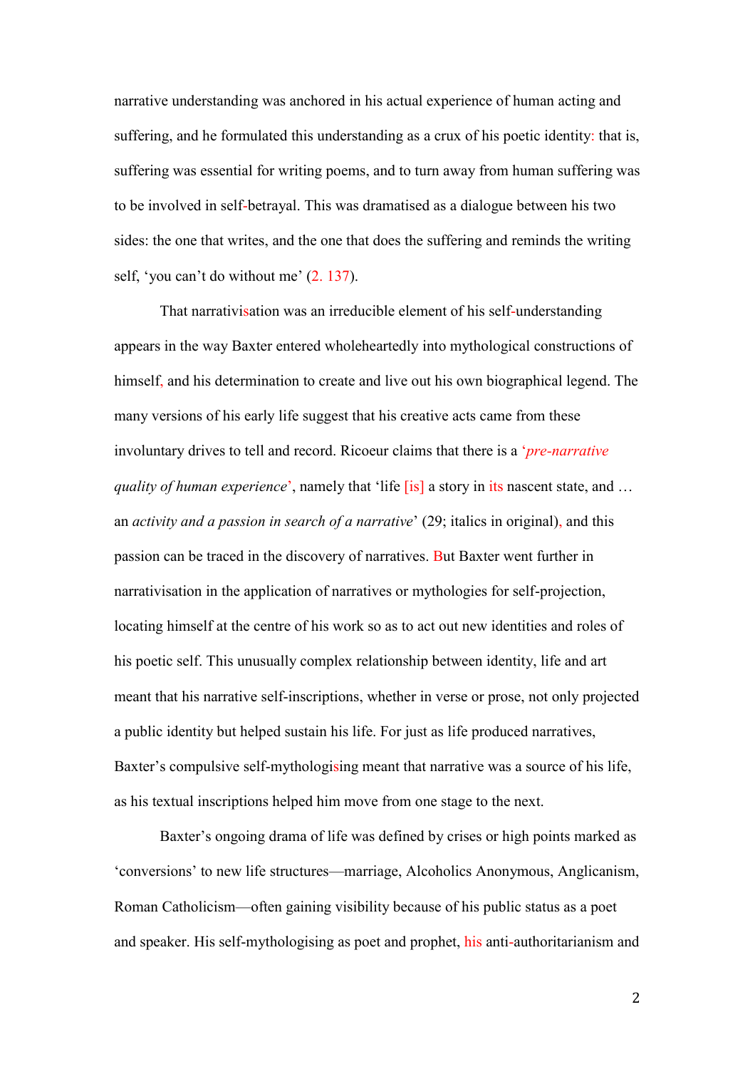narrative understanding was anchored in his actual experience of human acting and suffering, and he formulated this understanding as a crux of his poetic identity: that is, suffering was essential for writing poems, and to turn away from human suffering was to be involved in self-betrayal. This was dramatised as a dialogue between his two sides: the one that writes, and the one that does the suffering and reminds the writing self, 'you can't do without me' (2. 137).

That narrativisation was an irreducible element of his self-understanding appears in the way Baxter entered wholeheartedly into mythological constructions of himself, and his determination to create and live out his own biographical legend. The many versions of his early life suggest that his creative acts came from these involuntary drives to tell and record. Ricoeur claims that there is a '*pre-narrative quality of human experience*', namely that 'life [is] a story in its nascent state, and … an *activity and a passion in search of a narrative*' (29; italics in original), and this passion can be traced in the discovery of narratives. But Baxter went further in narrativisation in the application of narratives or mythologies for self-projection, locating himself at the centre of his work so as to act out new identities and roles of his poetic self. This unusually complex relationship between identity, life and art meant that his narrative self-inscriptions, whether in verse or prose, not only projected a public identity but helped sustain his life. For just as life produced narratives, Baxter's compulsive self-mythologising meant that narrative was a source of his life, as his textual inscriptions helped him move from one stage to the next.

Baxter's ongoing drama of life was defined by crises or high points marked as 'conversions' to new life structures—marriage, Alcoholics Anonymous, Anglicanism, Roman Catholicism—often gaining visibility because of his public status as a poet and speaker. His self-mythologising as poet and prophet, his anti-authoritarianism and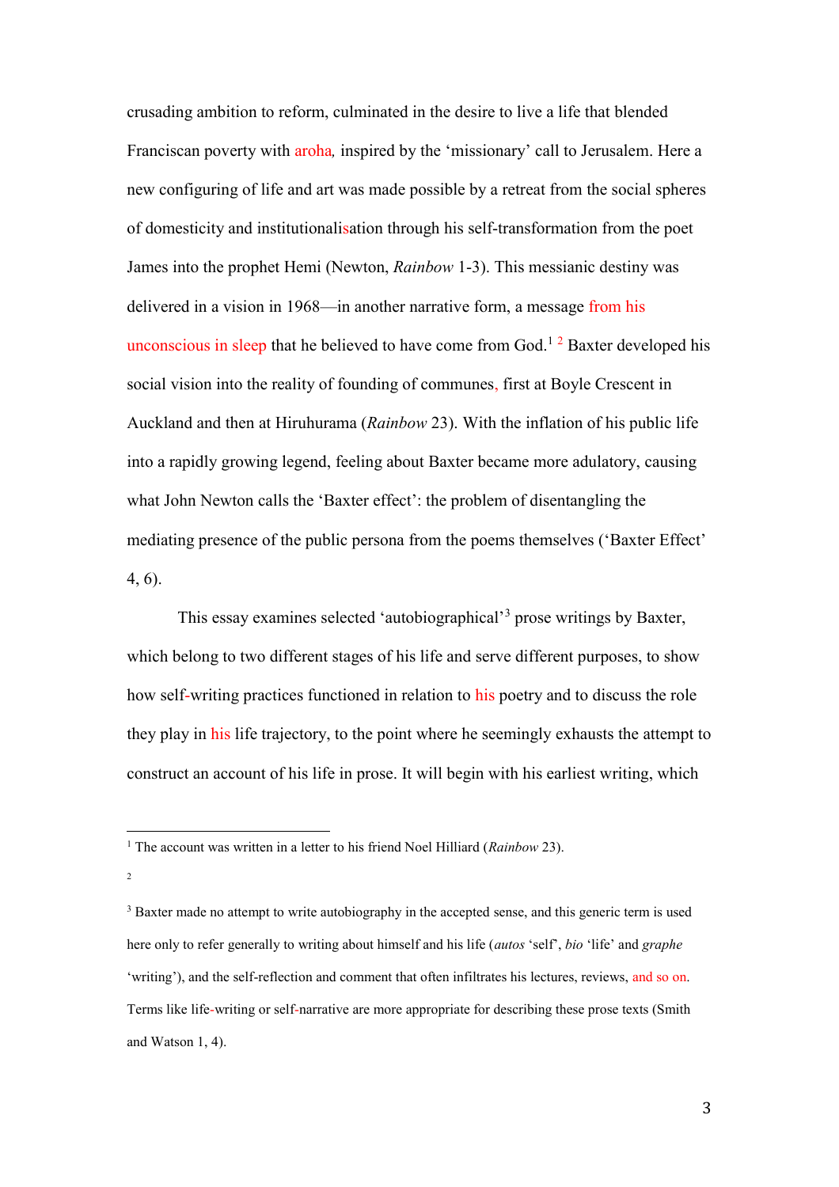crusading ambition to reform, culminated in the desire to live a life that blended Franciscan poverty with aroha, inspired by the 'missionary' call to Jerusalem. Here a new configuring of life and art was made possible by a retreat from the social spheres of domesticity and institutionalisation through his self-transformation from the poet James into the prophet Hemi (Newton, *Rainbow* 1-3). This messianic destiny was delivered in a vision in 1968—in another narrative form, a message from his unconscious in sleep that he believed to have come from God.[1] [2] Baxter developed his social vision into the reality of founding of communes, first at Boyle Crescent in Auckland and then at Hiruhurama (*Rainbow* 23). With the inflation of his public life into a rapidly growing legend, feeling about Baxter became more adulatory, causing what John Newton calls the 'Baxter effect': the problem of disentangling the mediating presence of the public persona from the poems themselves ('Baxter Effect' 4, 6).

This essay examines selected 'autobiographical'[3] prose writings by Baxter, which belong to two different stages of his life and serve different purposes, to show how self-writing practices functioned in relation to his poetry and to discuss the role they play in his life trajectory, to the point where he seemingly exhausts the attempt to construct an account of his life in prose. It will begin with his earliest writing, which

---

[1] The account was written in a letter to his friend Noel Hilliard (*Rainbow* 23).

[2]

[3] Baxter made no attempt to write autobiography in the accepted sense, and this generic term is used here only to refer generally to writing about himself and his life (*autos* 'self', *bio* 'life' and *graphe* 'writing'), and the self-reflection and comment that often infiltrates his lectures, reviews, and so on. Terms like life-writing or self-narrative are more appropriate for describing these prose texts (Smith and Watson 1, 4).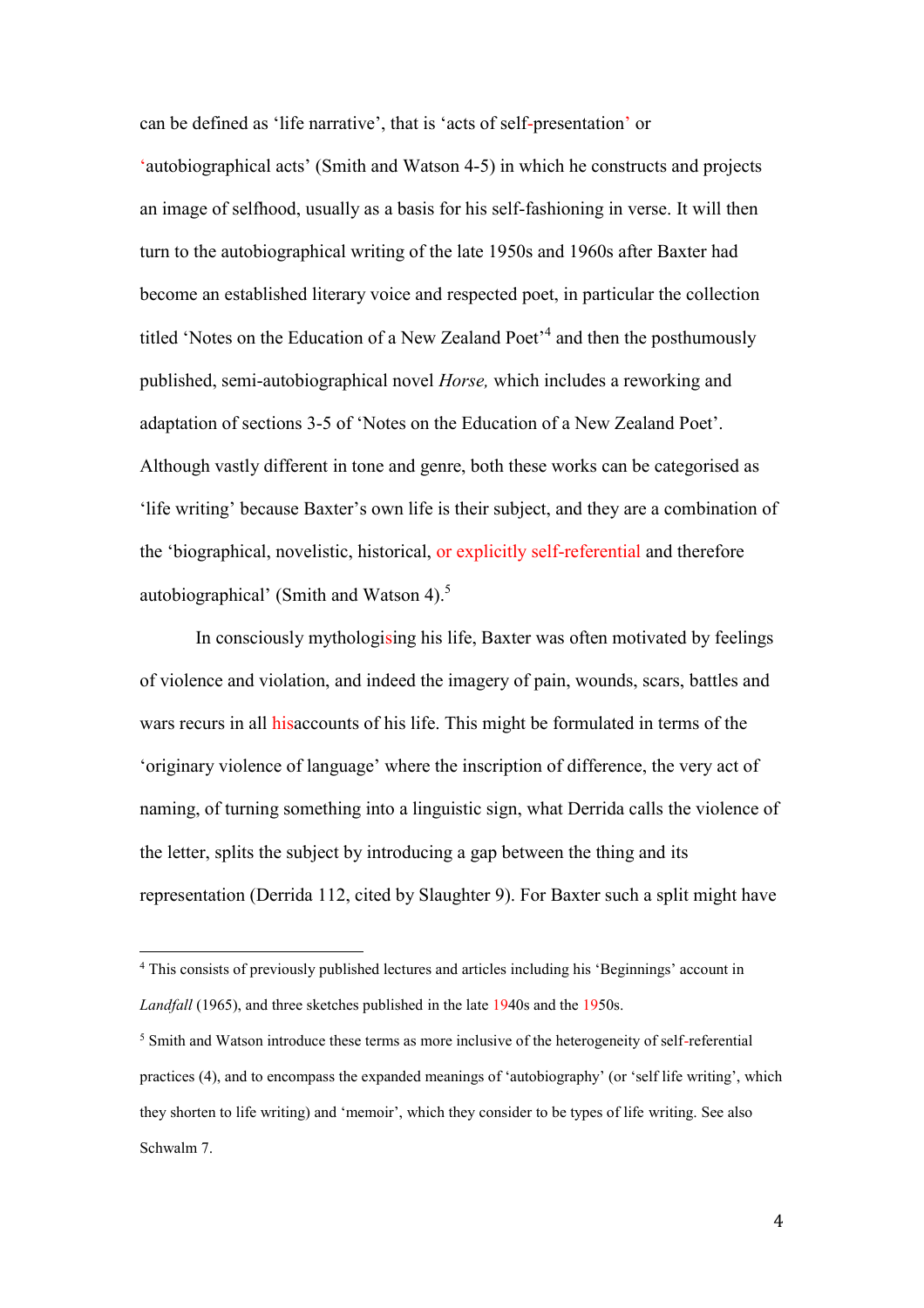can be defined as 'life narrative', that is 'acts of self-presentation' or 'autobiographical acts' (Smith and Watson 4-5) in which he constructs and projects an image of selfhood, usually as a basis for his self-fashioning in verse. It will then turn to the autobiographical writing of the late 1950s and 1960s after Baxter had become an established literary voice and respected poet, in particular the collection titled 'Notes on the Education of a New Zealand Poet'[4] and then the posthumously published, semi-autobiographical novel *Horse,* which includes a reworking and adaptation of sections 3-5 of 'Notes on the Education of a New Zealand Poet'. Although vastly different in tone and genre, both these works can be categorised as 'life writing' because Baxter's own life is their subject, and they are a combination of the 'biographical, novelistic, historical, or explicitly self-referential and therefore autobiographical' (Smith and Watson 4).[5]

In consciously mythologising his life, Baxter was often motivated by feelings of violence and violation, and indeed the imagery of pain, wounds, scars, battles and wars recurs in all hisaccounts of his life. This might be formulated in terms of the 'originary violence of language' where the inscription of difference, the very act of naming, of turning something into a linguistic sign, what Derrida calls the violence of the letter, splits the subject by introducing a gap between the thing and its representation (Derrida 112, cited by Slaughter 9). For Baxter such a split might have

---

[4] This consists of previously published lectures and articles including his 'Beginnings' account in *Landfall* (1965), and three sketches published in the late 1940s and the 1950s.

[5] Smith and Watson introduce these terms as more inclusive of the heterogeneity of self-referential practices (4), and to encompass the expanded meanings of 'autobiography' (or 'self life writing', which they shorten to life writing) and 'memoir', which they consider to be types of life writing. See also Schwalm 7.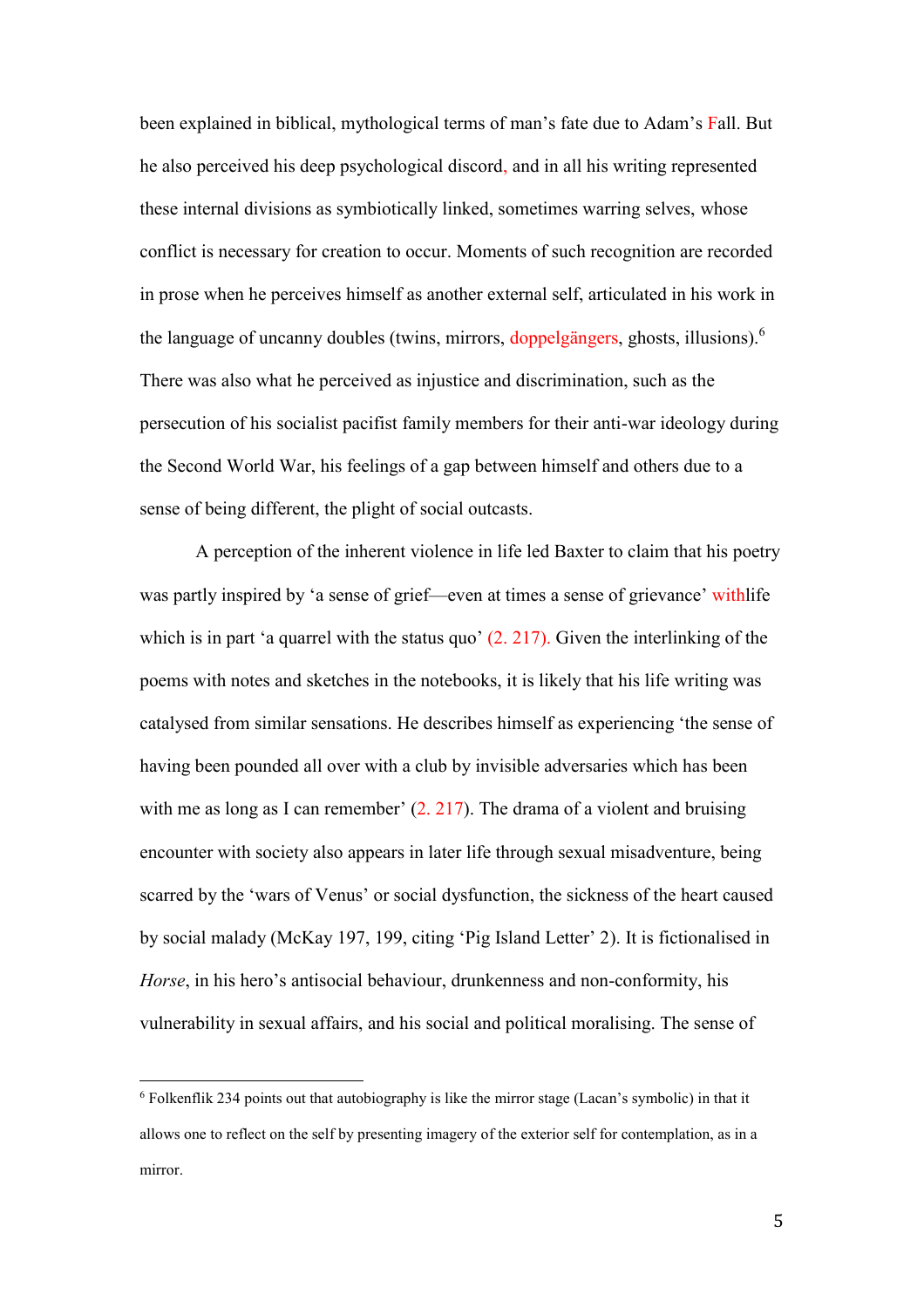been explained in biblical, mythological terms of man's fate due to Adam's Fall. But he also perceived his deep psychological discord, and in all his writing represented these internal divisions as symbiotically linked, sometimes warring selves, whose conflict is necessary for creation to occur. Moments of such recognition are recorded in prose when he perceives himself as another external self, articulated in his work in the language of uncanny doubles (twins, mirrors, doppelgängers, ghosts, illusions).[6] There was also what he perceived as injustice and discrimination, such as the persecution of his socialist pacifist family members for their anti-war ideology during the Second World War, his feelings of a gap between himself and others due to a sense of being different, the plight of social outcasts.

A perception of the inherent violence in life led Baxter to claim that his poetry was partly inspired by 'a sense of grief—even at times a sense of grievance' withlife which is in part 'a quarrel with the status quo' (2. 217). Given the interlinking of the poems with notes and sketches in the notebooks, it is likely that his life writing was catalysed from similar sensations. He describes himself as experiencing 'the sense of having been pounded all over with a club by invisible adversaries which has been with me as long as I can remember' (2. 217). The drama of a violent and bruising encounter with society also appears in later life through sexual misadventure, being scarred by the 'wars of Venus' or social dysfunction, the sickness of the heart caused by social malady (McKay 197, 199, citing 'Pig Island Letter' 2). It is fictionalised in *Horse*, in his hero's antisocial behaviour, drunkenness and non-conformity, his vulnerability in sexual affairs, and his social and political moralising. The sense of

---

[6] Folkenflik 234 points out that autobiography is like the mirror stage (Lacan's symbolic) in that it allows one to reflect on the self by presenting imagery of the exterior self for contemplation, as in a mirror.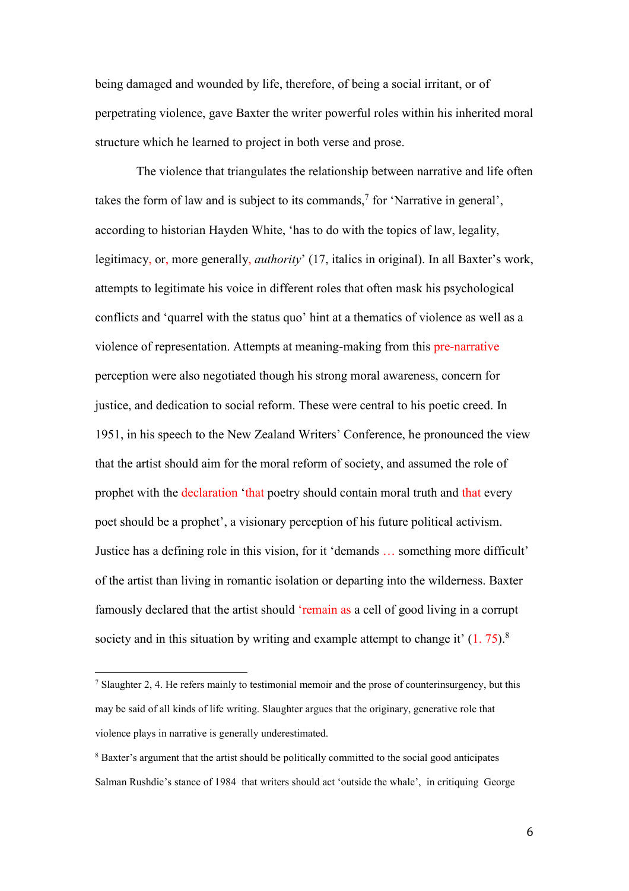being damaged and wounded by life, therefore, of being a social irritant, or of perpetrating violence, gave Baxter the writer powerful roles within his inherited moral structure which he learned to project in both verse and prose.

The violence that triangulates the relationship between narrative and life often takes the form of law and is subject to its commands,[7] for 'Narrative in general', according to historian Hayden White, 'has to do with the topics of law, legality, legitimacy, or, more generally, *authority*' (17, italics in original). In all Baxter's work, attempts to legitimate his voice in different roles that often mask his psychological conflicts and 'quarrel with the status quo' hint at a thematics of violence as well as a violence of representation. Attempts at meaning-making from this pre-narrative perception were also negotiated though his strong moral awareness, concern for justice, and dedication to social reform. These were central to his poetic creed. In 1951, in his speech to the New Zealand Writers' Conference, he pronounced the view that the artist should aim for the moral reform of society, and assumed the role of prophet with the declaration 'that poetry should contain moral truth and that every poet should be a prophet', a visionary perception of his future political activism. Justice has a defining role in this vision, for it 'demands … something more difficult' of the artist than living in romantic isolation or departing into the wilderness. Baxter famously declared that the artist should 'remain as a cell of good living in a corrupt society and in this situation by writing and example attempt to change it' (1. 75).[8]

---

[7] Slaughter 2, 4. He refers mainly to testimonial memoir and the prose of counterinsurgency, but this may be said of all kinds of life writing. Slaughter argues that the originary, generative role that violence plays in narrative is generally underestimated.

[8] Baxter's argument that the artist should be politically committed to the social good anticipates Salman Rushdie's stance of 1984 that writers should act 'outside the whale', in critiquing George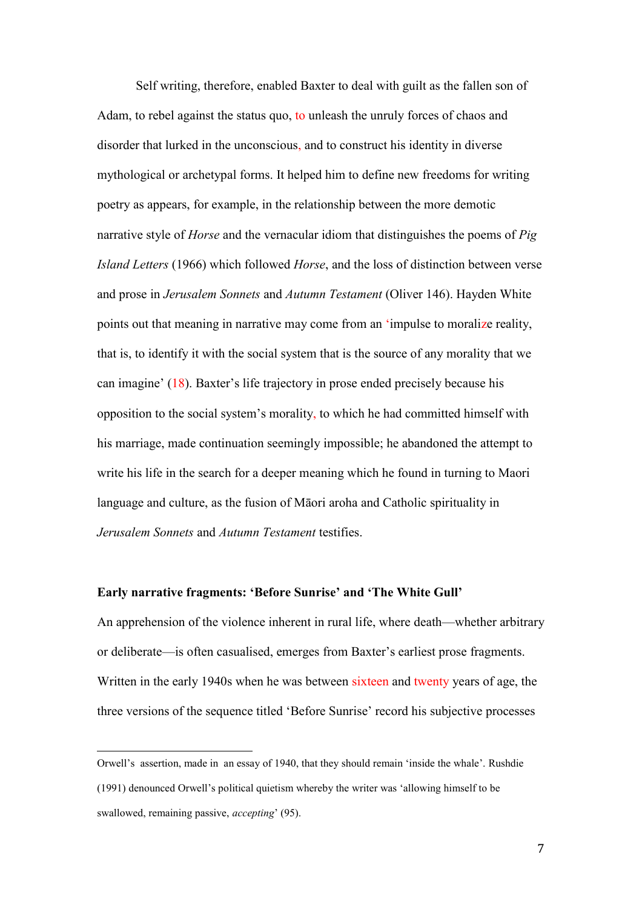Self writing, therefore, enabled Baxter to deal with guilt as the fallen son of Adam, to rebel against the status quo, to unleash the unruly forces of chaos and disorder that lurked in the unconscious, and to construct his identity in diverse mythological or archetypal forms. It helped him to define new freedoms for writing poetry as appears, for example, in the relationship between the more demotic narrative style of *Horse* and the vernacular idiom that distinguishes the poems of *Pig Island Letters* (1966) which followed *Horse*, and the loss of distinction between verse and prose in *Jerusalem Sonnets* and *Autumn Testament* (Oliver 146). Hayden White points out that meaning in narrative may come from an 'impulse to moralize reality, that is, to identify it with the social system that is the source of any morality that we can imagine' (18). Baxter's life trajectory in prose ended precisely because his opposition to the social system's morality, to which he had committed himself with his marriage, made continuation seemingly impossible; he abandoned the attempt to write his life in the search for a deeper meaning which he found in turning to Maori language and culture, as the fusion of Māori aroha and Catholic spirituality in *Jerusalem Sonnets* and *Autumn Testament* testifies.

**Early narrative fragments: 'Before Sunrise' and 'The White Gull'**

An apprehension of the violence inherent in rural life, where death—whether arbitrary or deliberate—is often casualised, emerges from Baxter's earliest prose fragments. Written in the early 1940s when he was between sixteen and twenty years of age, the three versions of the sequence titled 'Before Sunrise' record his subjective processes

---

Orwell's assertion, made in an essay of 1940, that they should remain 'inside the whale'. Rushdie (1991) denounced Orwell's political quietism whereby the writer was 'allowing himself to be swallowed, remaining passive, *accepting*' (95).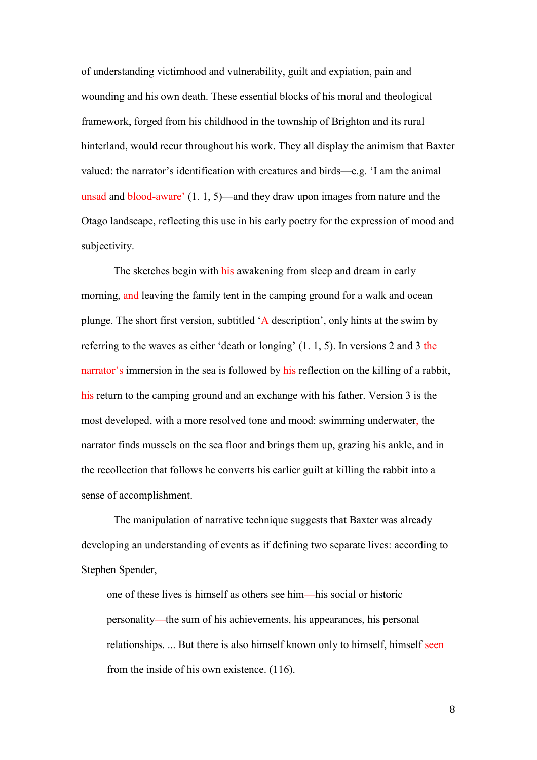of understanding victimhood and vulnerability, guilt and expiation, pain and wounding and his own death. These essential blocks of his moral and theological framework, forged from his childhood in the township of Brighton and its rural hinterland, would recur throughout his work. They all display the animism that Baxter valued: the narrator's identification with creatures and birds—e.g. 'I am the animal unsad and blood-aware' (1. 1, 5)—and they draw upon images from nature and the Otago landscape, reflecting this use in his early poetry for the expression of mood and subjectivity.

The sketches begin with his awakening from sleep and dream in early morning, and leaving the family tent in the camping ground for a walk and ocean plunge. The short first version, subtitled 'A description', only hints at the swim by referring to the waves as either 'death or longing' (1. 1, 5). In versions 2 and 3 the narrator's immersion in the sea is followed by his reflection on the killing of a rabbit, his return to the camping ground and an exchange with his father. Version 3 is the most developed, with a more resolved tone and mood: swimming underwater, the narrator finds mussels on the sea floor and brings them up, grazing his ankle, and in the recollection that follows he converts his earlier guilt at killing the rabbit into a sense of accomplishment.

The manipulation of narrative technique suggests that Baxter was already developing an understanding of events as if defining two separate lives: according to Stephen Spender,

> one of these lives is himself as others see him—his social or historic personality—the sum of his achievements, his appearances, his personal relationships. ... But there is also himself known only to himself, himself seen from the inside of his own existence. (116).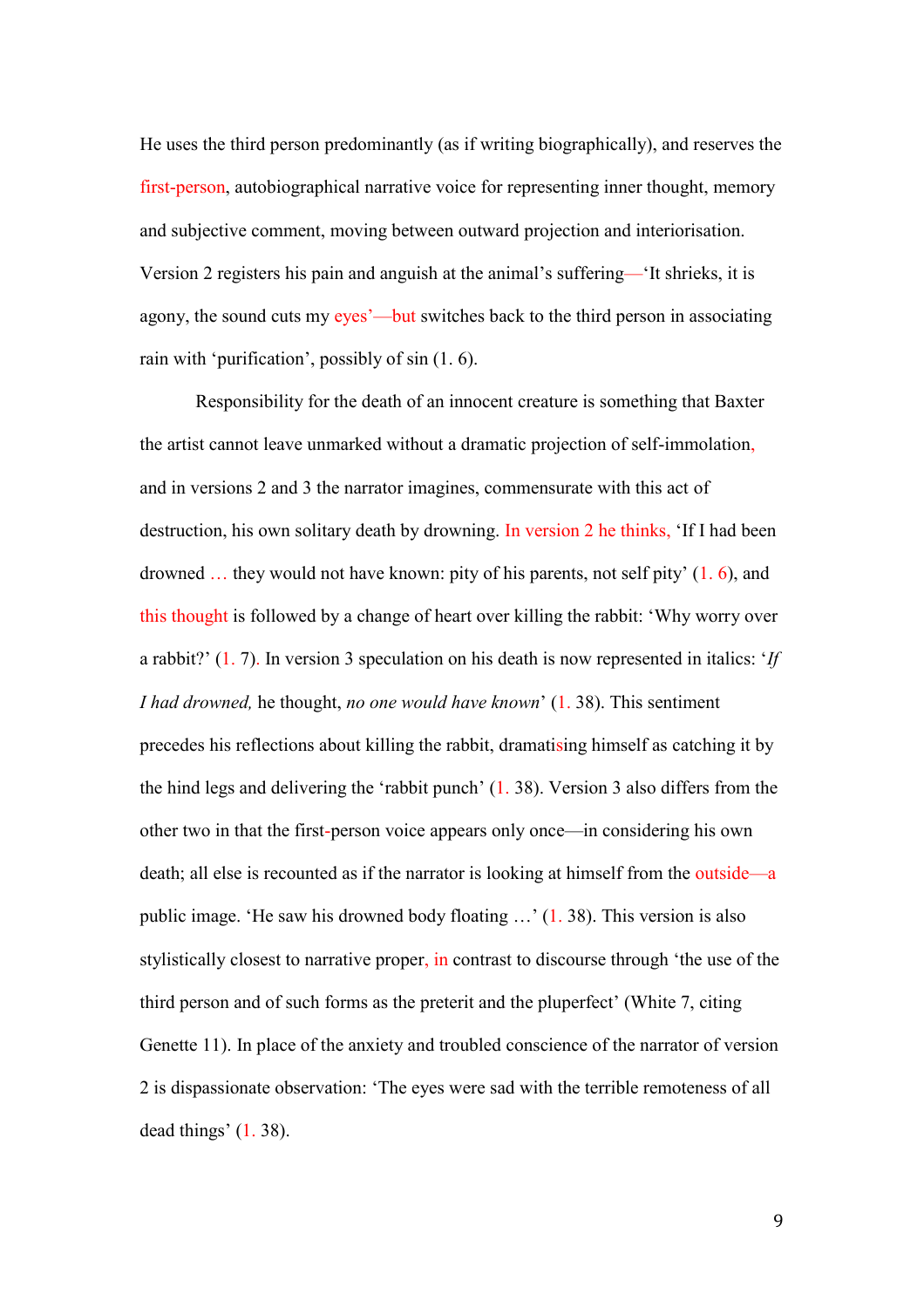He uses the third person predominantly (as if writing biographically), and reserves the first-person, autobiographical narrative voice for representing inner thought, memory and subjective comment, moving between outward projection and interiorisation. Version 2 registers his pain and anguish at the animal's suffering—'It shrieks, it is agony, the sound cuts my eyes'—but switches back to the third person in associating rain with 'purification', possibly of sin (1. 6).

Responsibility for the death of an innocent creature is something that Baxter the artist cannot leave unmarked without a dramatic projection of self-immolation, and in versions 2 and 3 the narrator imagines, commensurate with this act of destruction, his own solitary death by drowning. In version 2 he thinks, 'If I had been drowned … they would not have known: pity of his parents, not self pity' (1. 6), and this thought is followed by a change of heart over killing the rabbit: 'Why worry over a rabbit?' (1. 7). In version 3 speculation on his death is now represented in italics: '*If I had drowned,* he thought, *no one would have known*' (1. 38). This sentiment precedes his reflections about killing the rabbit, dramatising himself as catching it by the hind legs and delivering the 'rabbit punch' (1. 38). Version 3 also differs from the other two in that the first-person voice appears only once—in considering his own death; all else is recounted as if the narrator is looking at himself from the outside—a public image. 'He saw his drowned body floating …' (1. 38). This version is also stylistically closest to narrative proper, in contrast to discourse through 'the use of the third person and of such forms as the preterit and the pluperfect' (White 7, citing Genette 11). In place of the anxiety and troubled conscience of the narrator of version 2 is dispassionate observation: 'The eyes were sad with the terrible remoteness of all dead things' (1. 38).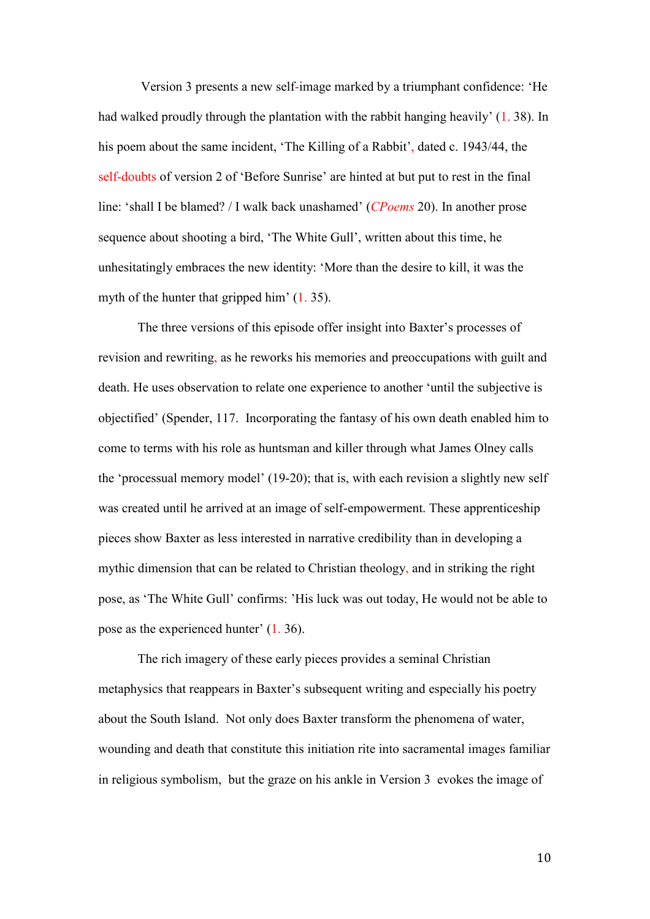Version 3 presents a new self-image marked by a triumphant confidence: 'He had walked proudly through the plantation with the rabbit hanging heavily' (1. 38). In his poem about the same incident, 'The Killing of a Rabbit', dated c. 1943/44, the self-doubts of version 2 of 'Before Sunrise' are hinted at but put to rest in the final line: 'shall I be blamed? / I walk back unashamed' (*CPoems* 20). In another prose sequence about shooting a bird, 'The White Gull', written about this time, he unhesitatingly embraces the new identity: 'More than the desire to kill, it was the myth of the hunter that gripped him' (1. 35).

The three versions of this episode offer insight into Baxter's processes of revision and rewriting, as he reworks his memories and preoccupations with guilt and death. He uses observation to relate one experience to another 'until the subjective is objectified' (Spender, 117. Incorporating the fantasy of his own death enabled him to come to terms with his role as huntsman and killer through what James Olney calls the 'processual memory model' (19-20); that is, with each revision a slightly new self was created until he arrived at an image of self-empowerment. These apprenticeship pieces show Baxter as less interested in narrative credibility than in developing a mythic dimension that can be related to Christian theology, and in striking the right pose, as 'The White Gull' confirms: 'His luck was out today, He would not be able to pose as the experienced hunter' (1. 36).

The rich imagery of these early pieces provides a seminal Christian metaphysics that reappears in Baxter's subsequent writing and especially his poetry about the South Island. Not only does Baxter transform the phenomena of water, wounding and death that constitute this initiation rite into sacramental images familiar in religious symbolism, but the graze on his ankle in Version 3 evokes the image of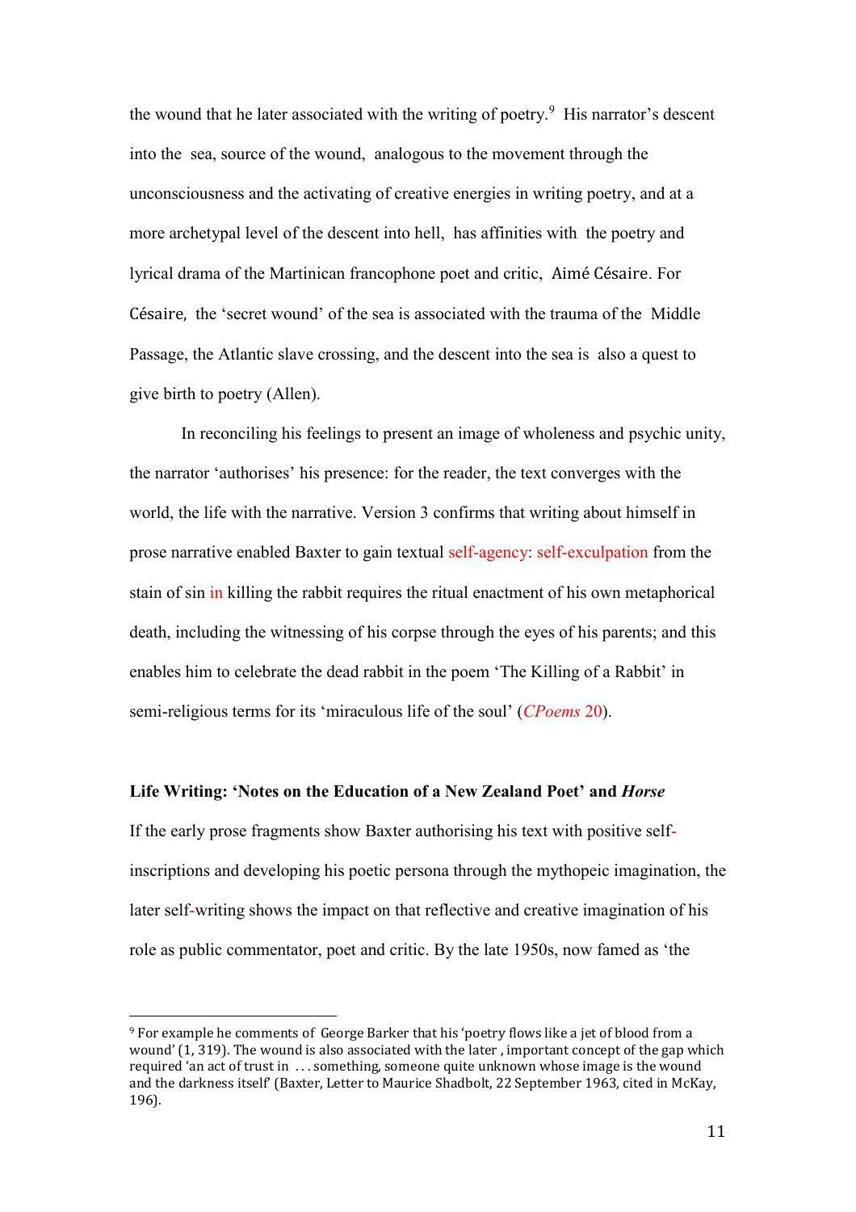the wound that he later associated with the writing of poetry.[9] His narrator's descent into the sea, source of the wound, analogous to the movement through the unconsciousness and the activating of creative energies in writing poetry, and at a more archetypal level of the descent into hell, has affinities with the poetry and lyrical drama of the Martinican francophone poet and critic, Aimé Césaire. For Césaire, the 'secret wound' of the sea is associated with the trauma of the Middle Passage, the Atlantic slave crossing, and the descent into the sea is also a quest to give birth to poetry (Allen).

In reconciling his feelings to present an image of wholeness and psychic unity, the narrator 'authorises' his presence: for the reader, the text converges with the world, the life with the narrative. Version 3 confirms that writing about himself in prose narrative enabled Baxter to gain textual self-agency: self-exculpation from the stain of sin in killing the rabbit requires the ritual enactment of his own metaphorical death, including the witnessing of his corpse through the eyes of his parents; and this enables him to celebrate the dead rabbit in the poem 'The Killing of a Rabbit' in semi-religious terms for its 'miraculous life of the soul' (*CPoems* 20).

### Life Writing: 'Notes on the Education of a New Zealand Poet' and *Horse*

If the early prose fragments show Baxter authorising his text with positive self-inscriptions and developing his poetic persona through the mythopeic imagination, the later self-writing shows the impact on that reflective and creative imagination of his role as public commentator, poet and critic. By the late 1950s, now famed as 'the

---

[9] For example he comments of George Barker that his 'poetry flows like a jet of blood from a wound' (1, 319). The wound is also associated with the later , important concept of the gap which required 'an act of trust in . . . something, someone quite unknown whose image is the wound and the darkness itself' (Baxter, Letter to Maurice Shadbolt, 22 September 1963, cited in McKay, 196).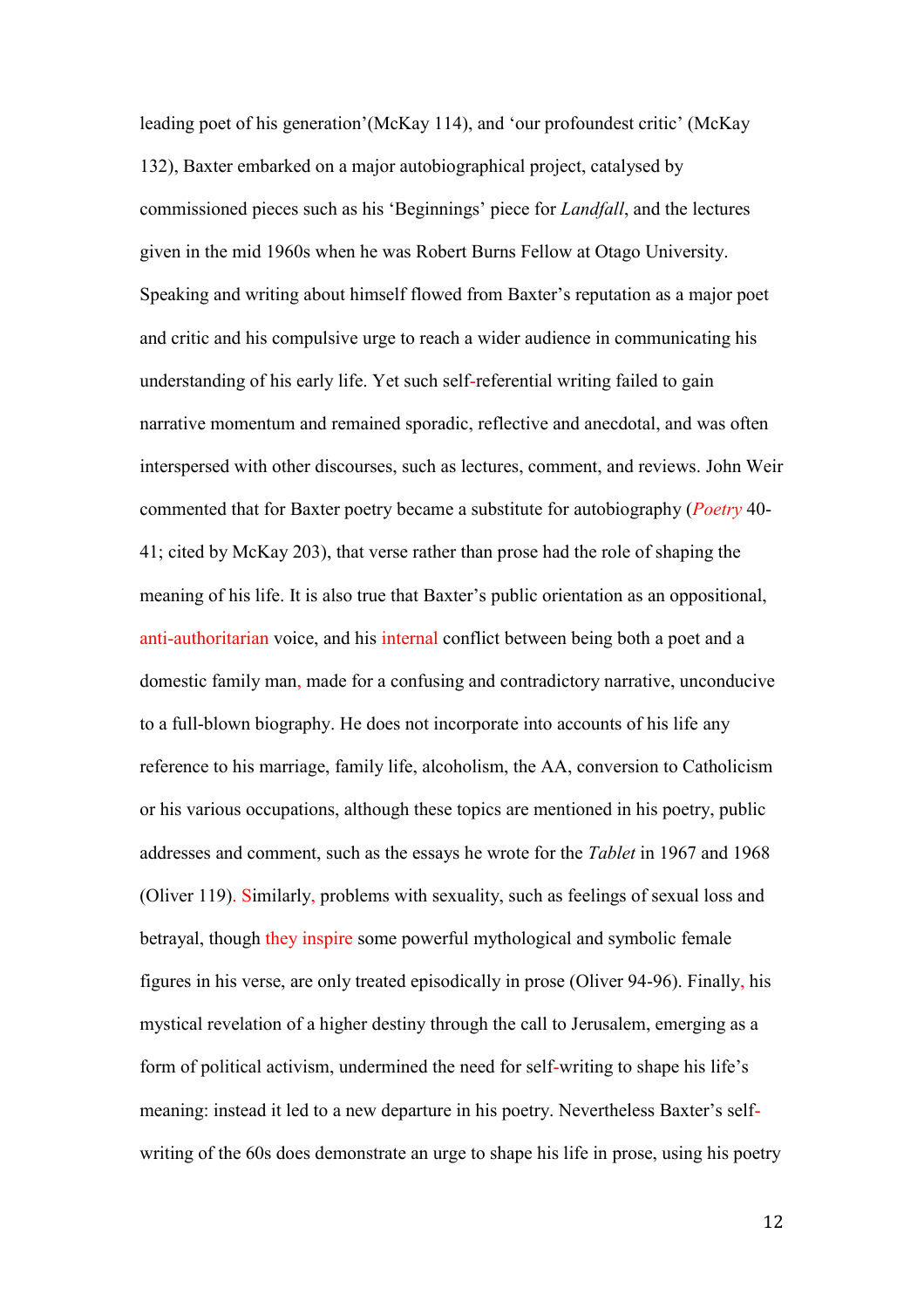leading poet of his generation'(McKay 114), and 'our profoundest critic' (McKay 132), Baxter embarked on a major autobiographical project, catalysed by commissioned pieces such as his 'Beginnings' piece for *Landfall*, and the lectures given in the mid 1960s when he was Robert Burns Fellow at Otago University. Speaking and writing about himself flowed from Baxter's reputation as a major poet and critic and his compulsive urge to reach a wider audience in communicating his understanding of his early life. Yet such self-referential writing failed to gain narrative momentum and remained sporadic, reflective and anecdotal, and was often interspersed with other discourses, such as lectures, comment, and reviews. John Weir commented that for Baxter poetry became a substitute for autobiography (*Poetry* 40-41; cited by McKay 203), that verse rather than prose had the role of shaping the meaning of his life. It is also true that Baxter's public orientation as an oppositional, anti-authoritarian voice, and his internal conflict between being both a poet and a domestic family man, made for a confusing and contradictory narrative, unconducive to a full-blown biography. He does not incorporate into accounts of his life any reference to his marriage, family life, alcoholism, the AA, conversion to Catholicism or his various occupations, although these topics are mentioned in his poetry, public addresses and comment, such as the essays he wrote for the *Tablet* in 1967 and 1968 (Oliver 119). Similarly, problems with sexuality, such as feelings of sexual loss and betrayal, though they inspire some powerful mythological and symbolic female figures in his verse, are only treated episodically in prose (Oliver 94-96). Finally, his mystical revelation of a higher destiny through the call to Jerusalem, emerging as a form of political activism, undermined the need for self-writing to shape his life's meaning: instead it led to a new departure in his poetry. Nevertheless Baxter's self-writing of the 60s does demonstrate an urge to shape his life in prose, using his poetry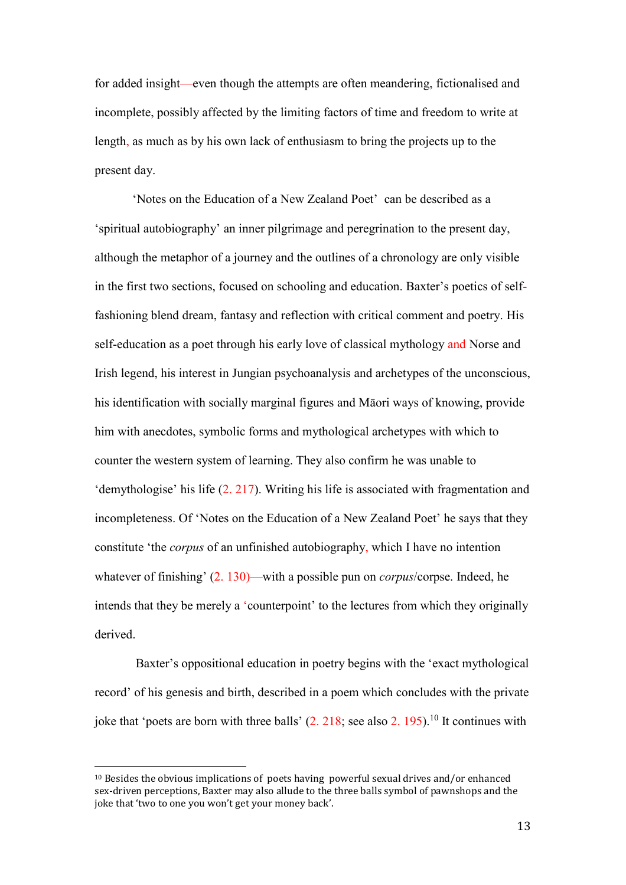for added insight—even though the attempts are often meandering, fictionalised and incomplete, possibly affected by the limiting factors of time and freedom to write at length, as much as by his own lack of enthusiasm to bring the projects up to the present day.

'Notes on the Education of a New Zealand Poet' can be described as a 'spiritual autobiography' an inner pilgrimage and peregrination to the present day, although the metaphor of a journey and the outlines of a chronology are only visible in the first two sections, focused on schooling and education. Baxter's poetics of self-fashioning blend dream, fantasy and reflection with critical comment and poetry. His self-education as a poet through his early love of classical mythology and Norse and Irish legend, his interest in Jungian psychoanalysis and archetypes of the unconscious, his identification with socially marginal figures and Māori ways of knowing, provide him with anecdotes, symbolic forms and mythological archetypes with which to counter the western system of learning. They also confirm he was unable to 'demythologise' his life (2. 217). Writing his life is associated with fragmentation and incompleteness. Of 'Notes on the Education of a New Zealand Poet' he says that they constitute 'the *corpus* of an unfinished autobiography, which I have no intention whatever of finishing' (2. 130)—with a possible pun on *corpus*/corpse. Indeed, he intends that they be merely a 'counterpoint' to the lectures from which they originally derived.

Baxter's oppositional education in poetry begins with the 'exact mythological record' of his genesis and birth, described in a poem which concludes with the private joke that 'poets are born with three balls' (2. 218; see also 2. 195).[10] It continues with

---

[10] Besides the obvious implications of poets having powerful sexual drives and/or enhanced sex-driven perceptions, Baxter may also allude to the three balls symbol of pawnshops and the joke that 'two to one you won't get your money back'.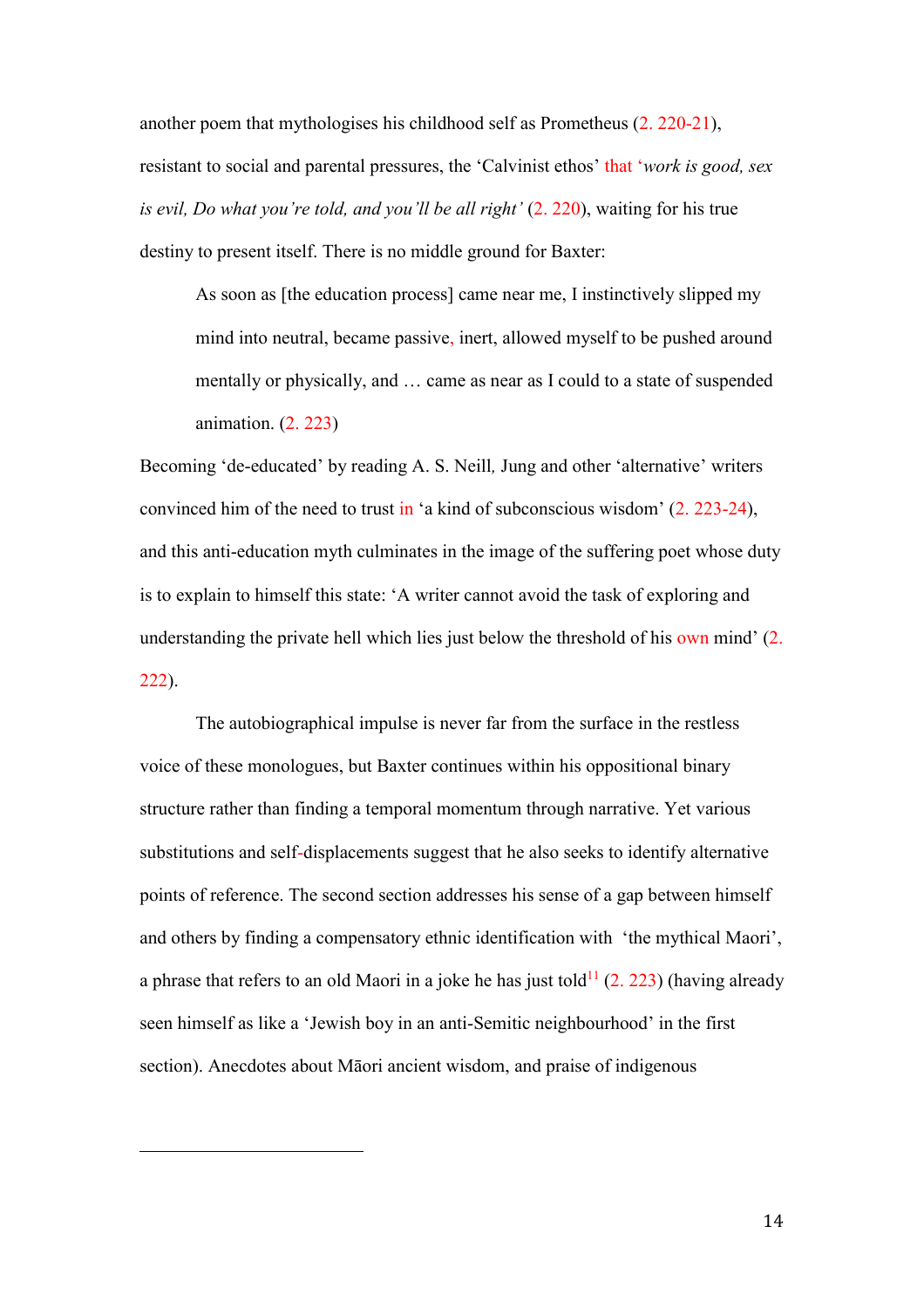another poem that mythologises his childhood self as Prometheus (2. 220-21), resistant to social and parental pressures, the 'Calvinist ethos' that '*work is good, sex is evil, Do what you're told, and you'll be all right'* (2. 220), waiting for his true destiny to present itself. There is no middle ground for Baxter:

> As soon as [the education process] came near me, I instinctively slipped my mind into neutral, became passive, inert, allowed myself to be pushed around mentally or physically, and … came as near as I could to a state of suspended animation. (2. 223)

Becoming 'de-educated' by reading A. S. Neill, Jung and other 'alternative' writers convinced him of the need to trust in 'a kind of subconscious wisdom' (2. 223-24), and this anti-education myth culminates in the image of the suffering poet whose duty is to explain to himself this state: 'A writer cannot avoid the task of exploring and understanding the private hell which lies just below the threshold of his own mind' (2. 222).

The autobiographical impulse is never far from the surface in the restless voice of these monologues, but Baxter continues within his oppositional binary structure rather than finding a temporal momentum through narrative. Yet various substitutions and self-displacements suggest that he also seeks to identify alternative points of reference. The second section addresses his sense of a gap between himself and others by finding a compensatory ethnic identification with 'the mythical Maori', a phrase that refers to an old Maori in a joke he has just told[11] (2. 223) (having already seen himself as like a 'Jewish boy in an anti-Semitic neighbourhood' in the first section). Anecdotes about Māori ancient wisdom, and praise of indigenous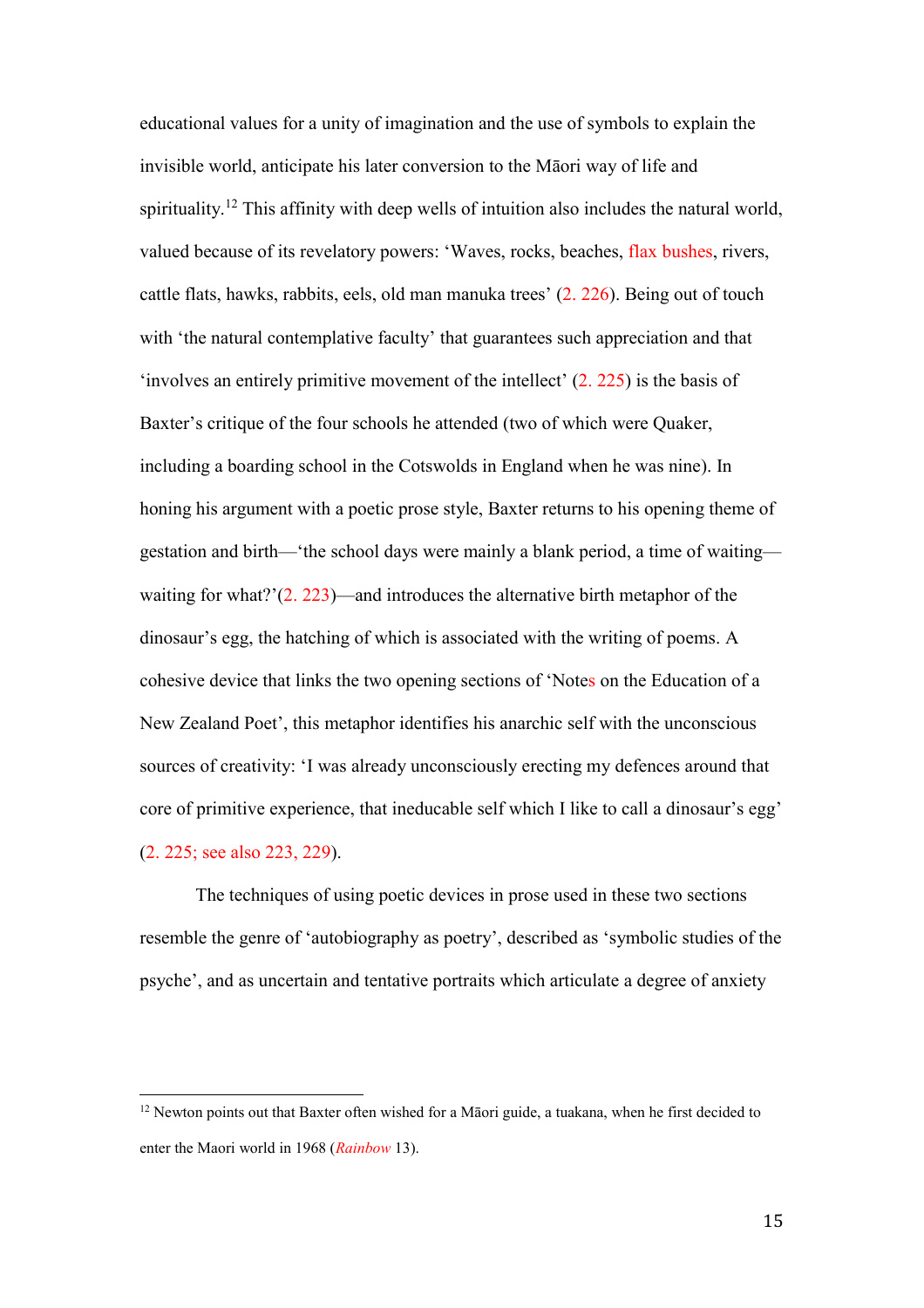educational values for a unity of imagination and the use of symbols to explain the invisible world, anticipate his later conversion to the Māori way of life and spirituality.[12] This affinity with deep wells of intuition also includes the natural world, valued because of its revelatory powers: 'Waves, rocks, beaches, flax bushes, rivers, cattle flats, hawks, rabbits, eels, old man manuka trees' (2. 226). Being out of touch with 'the natural contemplative faculty' that guarantees such appreciation and that 'involves an entirely primitive movement of the intellect' (2. 225) is the basis of Baxter's critique of the four schools he attended (two of which were Quaker, including a boarding school in the Cotswolds in England when he was nine). In honing his argument with a poetic prose style, Baxter returns to his opening theme of gestation and birth—'the school days were mainly a blank period, a time of waiting—waiting for what?'(2. 223)—and introduces the alternative birth metaphor of the dinosaur's egg, the hatching of which is associated with the writing of poems. A cohesive device that links the two opening sections of 'Notes on the Education of a New Zealand Poet', this metaphor identifies his anarchic self with the unconscious sources of creativity: 'I was already unconsciously erecting my defences around that core of primitive experience, that ineducable self which I like to call a dinosaur's egg' (2. 225; see also 223, 229).

The techniques of using poetic devices in prose used in these two sections resemble the genre of 'autobiography as poetry', described as 'symbolic studies of the psyche', and as uncertain and tentative portraits which articulate a degree of anxiety

---

[12] Newton points out that Baxter often wished for a Māori guide, a tuakana, when he first decided to enter the Maori world in 1968 (*Rainbow* 13).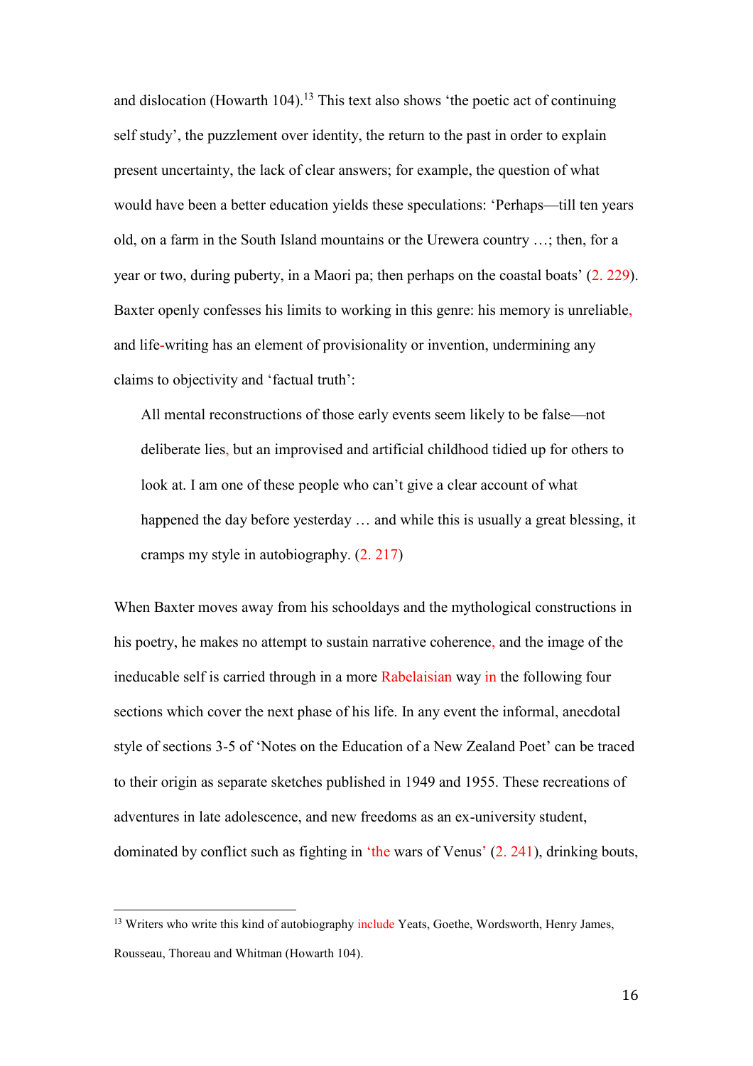and dislocation (Howarth 104).[13] This text also shows 'the poetic act of continuing self study', the puzzlement over identity, the return to the past in order to explain present uncertainty, the lack of clear answers; for example, the question of what would have been a better education yields these speculations: 'Perhaps—till ten years old, on a farm in the South Island mountains or the Urewera country …; then, for a year or two, during puberty, in a Maori pa; then perhaps on the coastal boats' (2. 229). Baxter openly confesses his limits to working in this genre: his memory is unreliable, and life-writing has an element of provisionality or invention, undermining any claims to objectivity and 'factual truth':

> All mental reconstructions of those early events seem likely to be false—not deliberate lies, but an improvised and artificial childhood tidied up for others to look at. I am one of these people who can't give a clear account of what happened the day before yesterday … and while this is usually a great blessing, it cramps my style in autobiography. (2. 217)

When Baxter moves away from his schooldays and the mythological constructions in his poetry, he makes no attempt to sustain narrative coherence, and the image of the ineducable self is carried through in a more Rabelaisian way in the following four sections which cover the next phase of his life. In any event the informal, anecdotal style of sections 3-5 of 'Notes on the Education of a New Zealand Poet' can be traced to their origin as separate sketches published in 1949 and 1955. These recreations of adventures in late adolescence, and new freedoms as an ex-university student, dominated by conflict such as fighting in 'the wars of Venus' (2. 241), drinking bouts,

---

[13] Writers who write this kind of autobiography include Yeats, Goethe, Wordsworth, Henry James, Rousseau, Thoreau and Whitman (Howarth 104).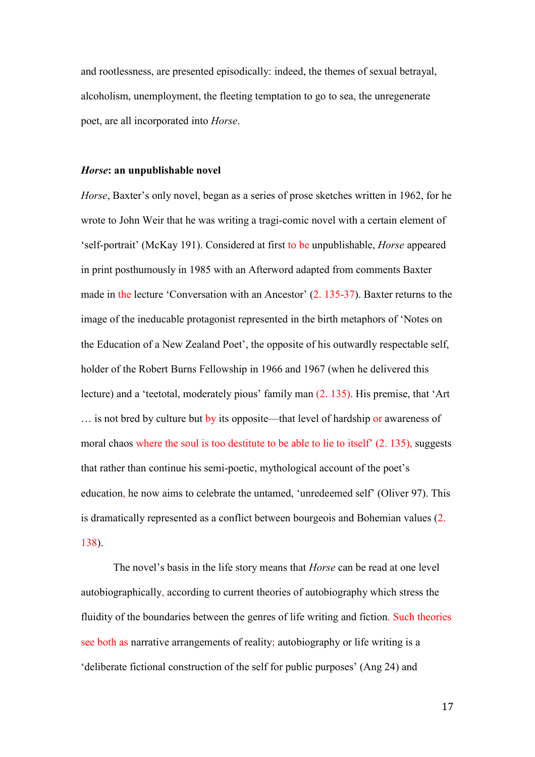and rootlessness, are presented episodically: indeed, the themes of sexual betrayal, alcoholism, unemployment, the fleeting temptation to go to sea, the unregenerate poet, are all incorporated into *Horse*.

### ***Horse*: an unpublishable novel**

*Horse*, Baxter's only novel, began as a series of prose sketches written in 1962, for he wrote to John Weir that he was writing a tragi-comic novel with a certain element of 'self-portrait' (McKay 191). Considered at first to be unpublishable, *Horse* appeared in print posthumously in 1985 with an Afterword adapted from comments Baxter made in the lecture 'Conversation with an Ancestor' (2. 135-37). Baxter returns to the image of the ineducable protagonist represented in the birth metaphors of 'Notes on the Education of a New Zealand Poet', the opposite of his outwardly respectable self, holder of the Robert Burns Fellowship in 1966 and 1967 (when he delivered this lecture) and a 'teetotal, moderately pious' family man (2. 135). His premise, that 'Art … is not bred by culture but by its opposite—that level of hardship or awareness of moral chaos where the soul is too destitute to be able to lie to itself' (2. 135), suggests that rather than continue his semi-poetic, mythological account of the poet's education, he now aims to celebrate the untamed, 'unredeemed self' (Oliver 97). This is dramatically represented as a conflict between bourgeois and Bohemian values (2. 138).

The novel's basis in the life story means that *Horse* can be read at one level autobiographically, according to current theories of autobiography which stress the fluidity of the boundaries between the genres of life writing and fiction. Such theories see both as narrative arrangements of reality; autobiography or life writing is a 'deliberate fictional construction of the self for public purposes' (Ang 24) and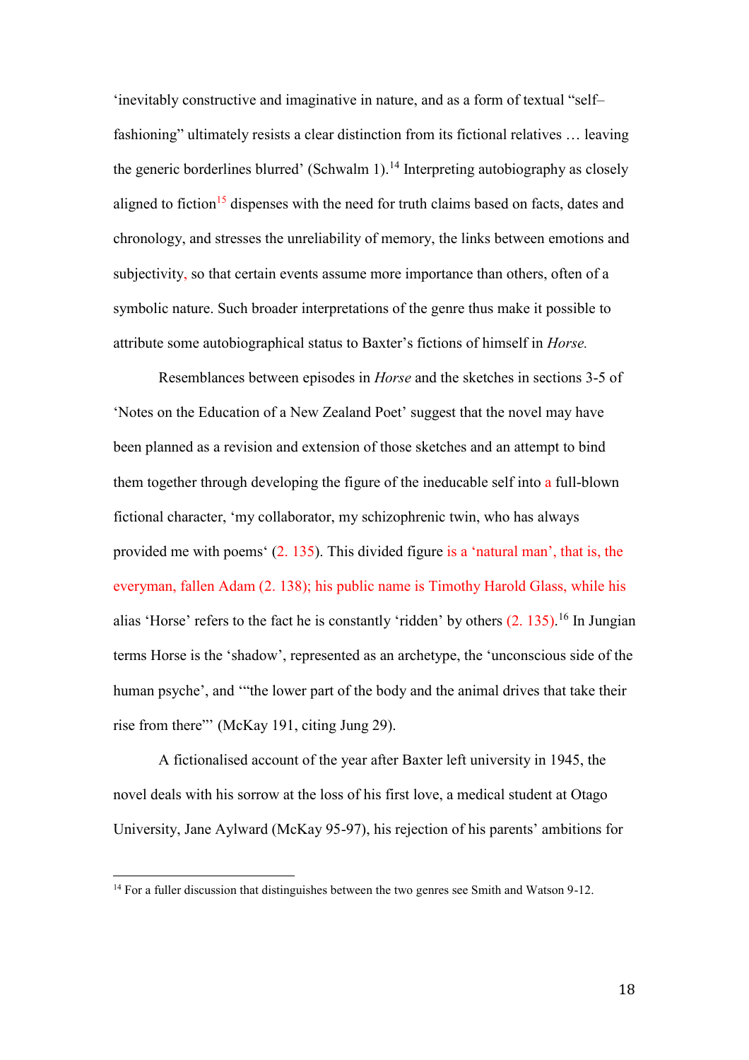'inevitably constructive and imaginative in nature, and as a form of textual "self–fashioning" ultimately resists a clear distinction from its fictional relatives … leaving the generic borderlines blurred' (Schwalm 1).[14] Interpreting autobiography as closely aligned to fiction[15] dispenses with the need for truth claims based on facts, dates and chronology, and stresses the unreliability of memory, the links between emotions and subjectivity, so that certain events assume more importance than others, often of a symbolic nature. Such broader interpretations of the genre thus make it possible to attribute some autobiographical status to Baxter's fictions of himself in *Horse.*

Resemblances between episodes in *Horse* and the sketches in sections 3-5 of 'Notes on the Education of a New Zealand Poet' suggest that the novel may have been planned as a revision and extension of those sketches and an attempt to bind them together through developing the figure of the ineducable self into a full-blown fictional character, 'my collaborator, my schizophrenic twin, who has always provided me with poems' (2. 135). This divided figure is a 'natural man', that is, the everyman, fallen Adam (2. 138); his public name is Timothy Harold Glass, while his alias 'Horse' refers to the fact he is constantly 'ridden' by others (2. 135).[16] In Jungian terms Horse is the 'shadow', represented as an archetype, the 'unconscious side of the human psyche', and '"the lower part of the body and the animal drives that take their rise from there"' (McKay 191, citing Jung 29).

A fictionalised account of the year after Baxter left university in 1945, the novel deals with his sorrow at the loss of his first love, a medical student at Otago University, Jane Aylward (McKay 95-97), his rejection of his parents' ambitions for

---

[14] For a fuller discussion that distinguishes between the two genres see Smith and Watson 9-12.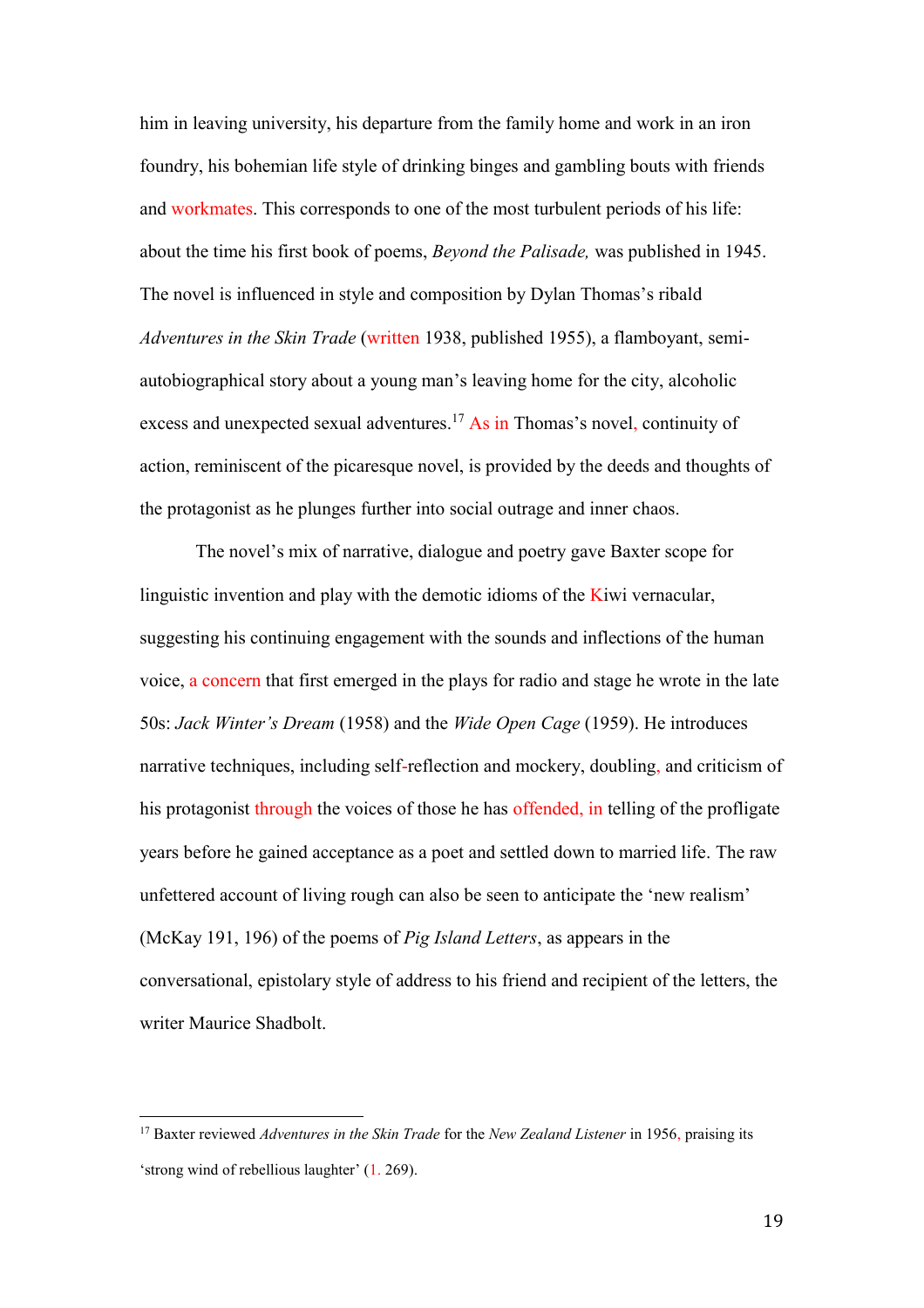him in leaving university, his departure from the family home and work in an iron foundry, his bohemian life style of drinking binges and gambling bouts with friends and workmates. This corresponds to one of the most turbulent periods of his life: about the time his first book of poems, *Beyond the Palisade,* was published in 1945. The novel is influenced in style and composition by Dylan Thomas's ribald *Adventures in the Skin Trade* (written 1938, published 1955), a flamboyant, semi-autobiographical story about a young man's leaving home for the city, alcoholic excess and unexpected sexual adventures.[17] As in Thomas's novel, continuity of action, reminiscent of the picaresque novel, is provided by the deeds and thoughts of the protagonist as he plunges further into social outrage and inner chaos.

The novel's mix of narrative, dialogue and poetry gave Baxter scope for linguistic invention and play with the demotic idioms of the Kiwi vernacular, suggesting his continuing engagement with the sounds and inflections of the human voice, a concern that first emerged in the plays for radio and stage he wrote in the late 50s: *Jack Winter's Dream* (1958) and the *Wide Open Cage* (1959). He introduces narrative techniques, including self-reflection and mockery, doubling, and criticism of his protagonist through the voices of those he has offended, in telling of the profligate years before he gained acceptance as a poet and settled down to married life. The raw unfettered account of living rough can also be seen to anticipate the 'new realism' (McKay 191, 196) of the poems of *Pig Island Letters*, as appears in the conversational, epistolary style of address to his friend and recipient of the letters, the writer Maurice Shadbolt.

---

[17] Baxter reviewed *Adventures in the Skin Trade* for the *New Zealand Listener* in 1956, praising its 'strong wind of rebellious laughter' (1. 269).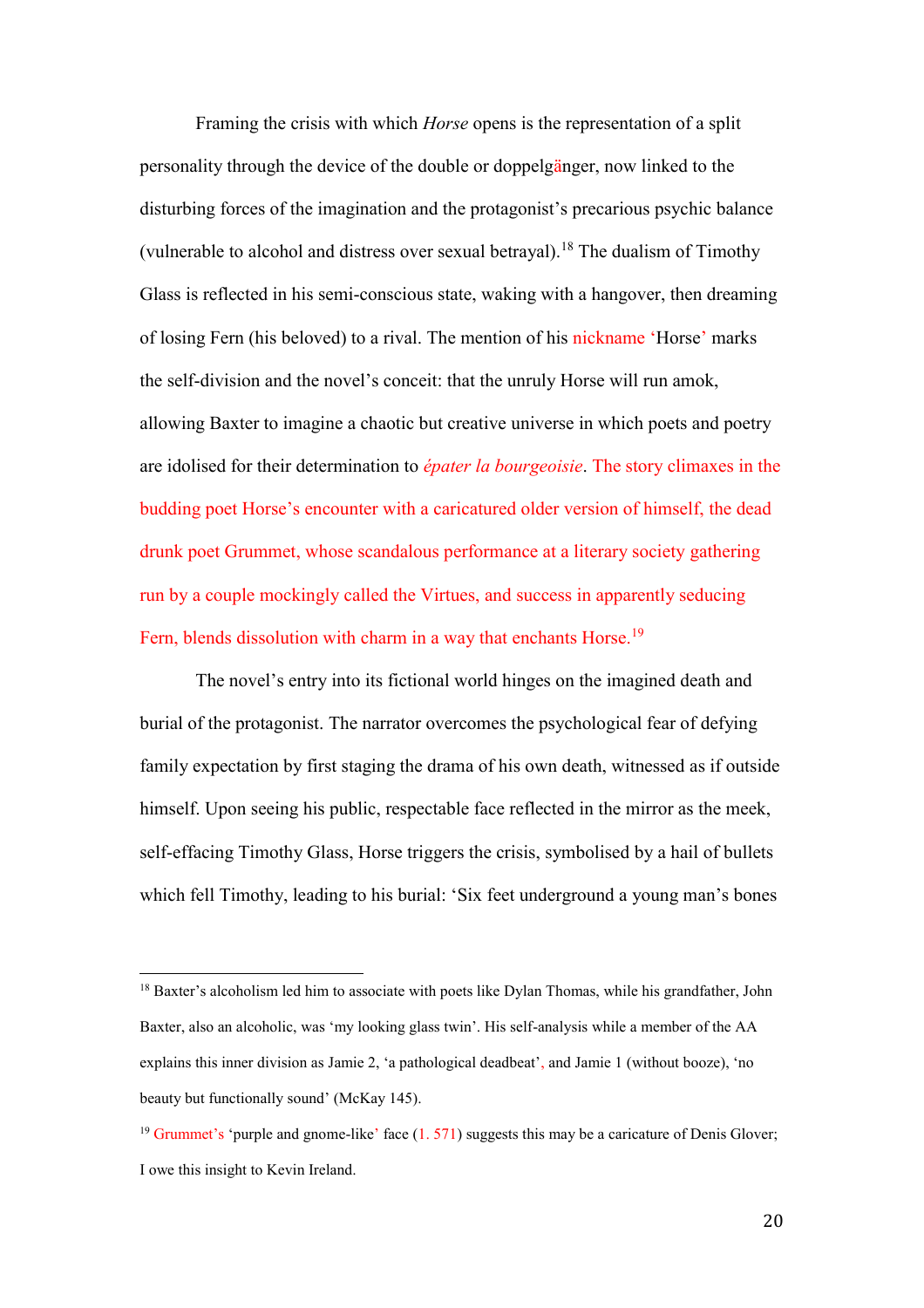Framing the crisis with which *Horse* opens is the representation of a split personality through the device of the double or doppelgänger, now linked to the disturbing forces of the imagination and the protagonist's precarious psychic balance (vulnerable to alcohol and distress over sexual betrayal).[18] The dualism of Timothy Glass is reflected in his semi-conscious state, waking with a hangover, then dreaming of losing Fern (his beloved) to a rival. The mention of his nickname 'Horse' marks the self-division and the novel's conceit: that the unruly Horse will run amok, allowing Baxter to imagine a chaotic but creative universe in which poets and poetry are idolised for their determination to *épater la bourgeoisie*. The story climaxes in the budding poet Horse's encounter with a caricatured older version of himself, the dead drunk poet Grummet, whose scandalous performance at a literary society gathering run by a couple mockingly called the Virtues, and success in apparently seducing Fern, blends dissolution with charm in a way that enchants Horse.[19]

The novel's entry into its fictional world hinges on the imagined death and burial of the protagonist. The narrator overcomes the psychological fear of defying family expectation by first staging the drama of his own death, witnessed as if outside himself. Upon seeing his public, respectable face reflected in the mirror as the meek, self-effacing Timothy Glass, Horse triggers the crisis, symbolised by a hail of bullets which fell Timothy, leading to his burial: 'Six feet underground a young man's bones

---

[18] Baxter's alcoholism led him to associate with poets like Dylan Thomas, while his grandfather, John Baxter, also an alcoholic, was 'my looking glass twin'. His self-analysis while a member of the AA explains this inner division as Jamie 2, 'a pathological deadbeat', and Jamie 1 (without booze), 'no beauty but functionally sound' (McKay 145).

[19] Grummet's 'purple and gnome-like' face (l. 571) suggests this may be a caricature of Denis Glover; I owe this insight to Kevin Ireland.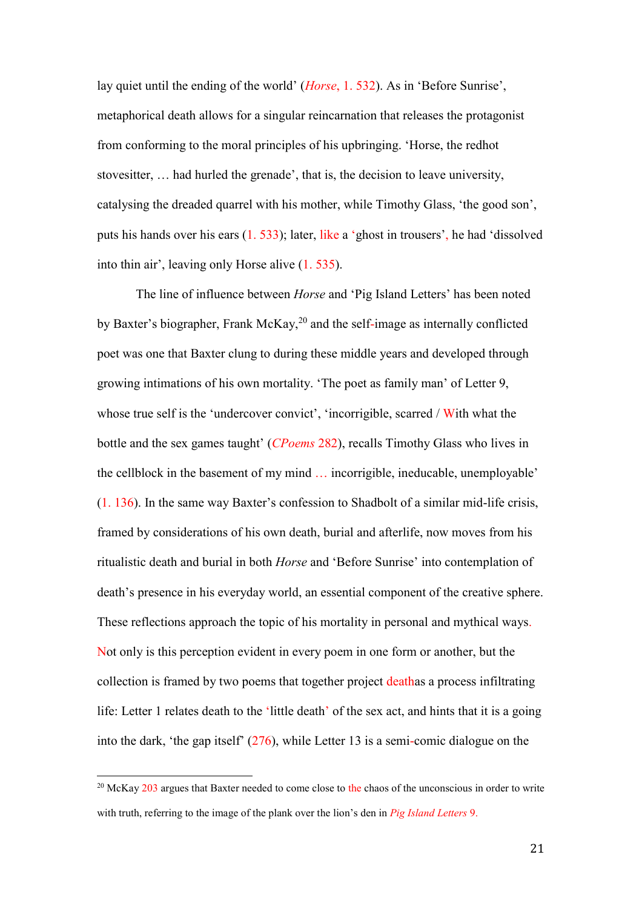lay quiet until the ending of the world' (*Horse*, l. 532). As in 'Before Sunrise', metaphorical death allows for a singular reincarnation that releases the protagonist from conforming to the moral principles of his upbringing. 'Horse, the redhot stovesitter, … had hurled the grenade', that is, the decision to leave university, catalysing the dreaded quarrel with his mother, while Timothy Glass, 'the good son', puts his hands over his ears (l. 533); later, like a 'ghost in trousers', he had 'dissolved into thin air', leaving only Horse alive (l. 535).

The line of influence between *Horse* and 'Pig Island Letters' has been noted by Baxter's biographer, Frank McKay,[20] and the self-image as internally conflicted poet was one that Baxter clung to during these middle years and developed through growing intimations of his own mortality. 'The poet as family man' of Letter 9, whose true self is the 'undercover convict', 'incorrigible, scarred / With what the bottle and the sex games taught' (*CPoems* 282), recalls Timothy Glass who lives in the cellblock in the basement of my mind … incorrigible, ineducable, unemployable' (l. 136). In the same way Baxter's confession to Shadbolt of a similar mid-life crisis, framed by considerations of his own death, burial and afterlife, now moves from his ritualistic death and burial in both *Horse* and 'Before Sunrise' into contemplation of death's presence in his everyday world, an essential component of the creative sphere. These reflections approach the topic of his mortality in personal and mythical ways. Not only is this perception evident in every poem in one form or another, but the collection is framed by two poems that together project deathas a process infiltrating life: Letter 1 relates death to the 'little death' of the sex act, and hints that it is a going into the dark, 'the gap itself' (276), while Letter 13 is a semi-comic dialogue on the

[20] McKay 203 argues that Baxter needed to come close to the chaos of the unconscious in order to write with truth, referring to the image of the plank over the lion's den in *Pig Island Letters* 9.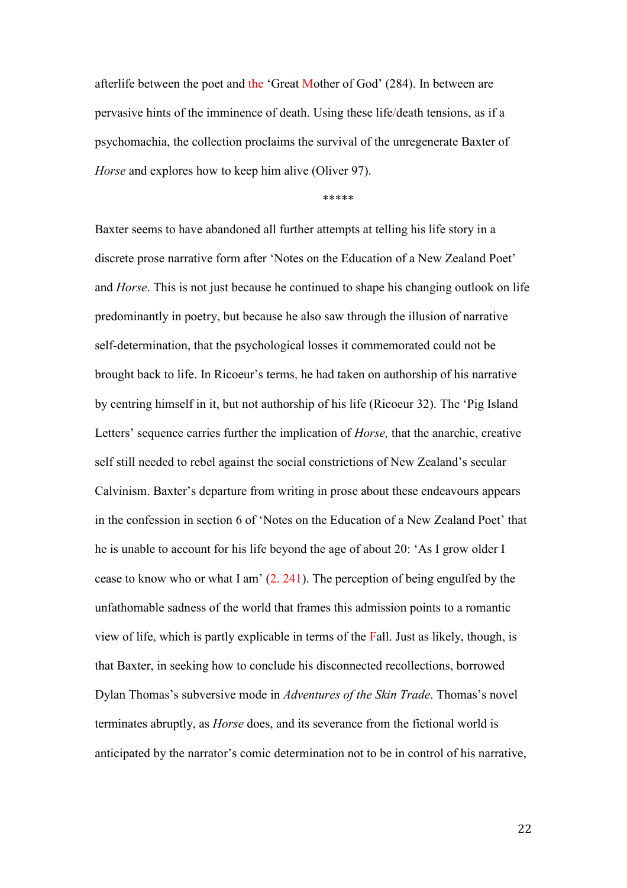afterlife between the poet and the 'Great Mother of God' (284). In between are pervasive hints of the imminence of death. Using these life/death tensions, as if a psychomachia, the collection proclaims the survival of the unregenerate Baxter of *Horse* and explores how to keep him alive (Oliver 97).

*****

Baxter seems to have abandoned all further attempts at telling his life story in a discrete prose narrative form after 'Notes on the Education of a New Zealand Poet' and *Horse*. This is not just because he continued to shape his changing outlook on life predominantly in poetry, but because he also saw through the illusion of narrative self-determination, that the psychological losses it commemorated could not be brought back to life. In Ricoeur's terms, he had taken on authorship of his narrative by centring himself in it, but not authorship of his life (Ricoeur 32). The 'Pig Island Letters' sequence carries further the implication of *Horse,* that the anarchic, creative self still needed to rebel against the social constrictions of New Zealand's secular Calvinism. Baxter's departure from writing in prose about these endeavours appears in the confession in section 6 of 'Notes on the Education of a New Zealand Poet' that he is unable to account for his life beyond the age of about 20: 'As I grow older I cease to know who or what I am' (2. 241). The perception of being engulfed by the unfathomable sadness of the world that frames this admission points to a romantic view of life, which is partly explicable in terms of the Fall. Just as likely, though, is that Baxter, in seeking how to conclude his disconnected recollections, borrowed Dylan Thomas's subversive mode in *Adventures of the Skin Trade*. Thomas's novel terminates abruptly, as *Horse* does, and its severance from the fictional world is anticipated by the narrator's comic determination not to be in control of his narrative,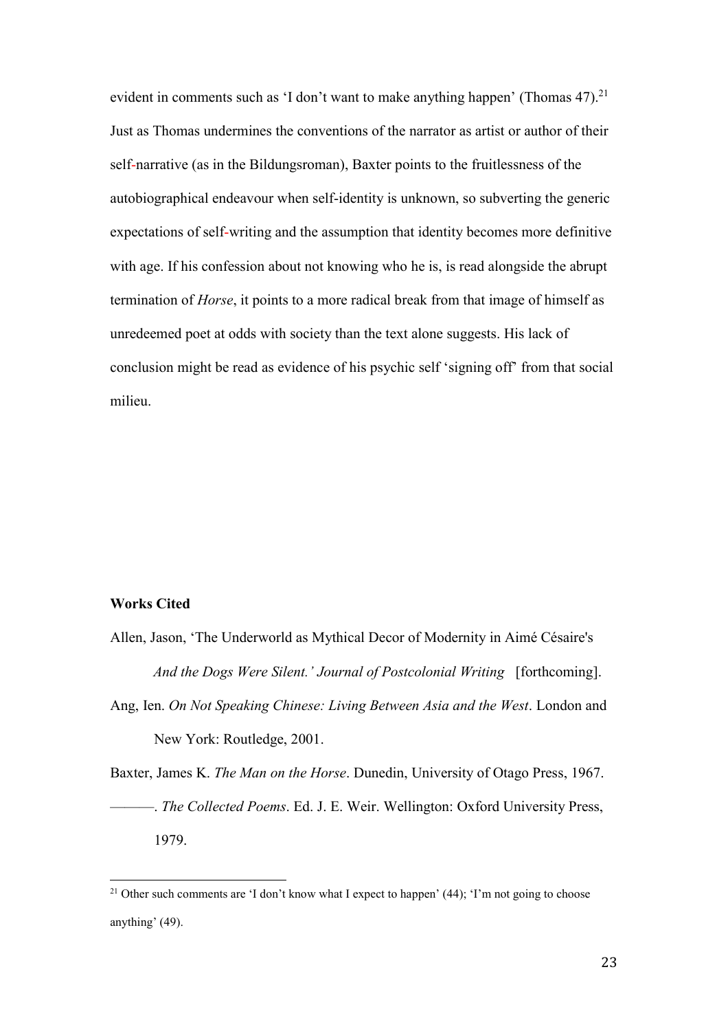evident in comments such as 'I don't want to make anything happen' (Thomas 47).[21] Just as Thomas undermines the conventions of the narrator as artist or author of their self-narrative (as in the Bildungsroman), Baxter points to the fruitlessness of the autobiographical endeavour when self-identity is unknown, so subverting the generic expectations of self-writing and the assumption that identity becomes more definitive with age. If his confession about not knowing who he is, is read alongside the abrupt termination of *Horse*, it points to a more radical break from that image of himself as unredeemed poet at odds with society than the text alone suggests. His lack of conclusion might be read as evidence of his psychic self 'signing off' from that social milieu.

**Works Cited**

Allen, Jason, 'The Underworld as Mythical Decor of Modernity in Aimé Césaire's *And the Dogs Were Silent.' Journal of Postcolonial Writing* [forthcoming].

Ang, Ien. *On Not Speaking Chinese: Living Between Asia and the West*. London and New York: Routledge, 2001.

Baxter, James K. *The Man on the Horse*. Dunedin, University of Otago Press, 1967.

———. *The Collected Poems*. Ed. J. E. Weir. Wellington: Oxford University Press, 1979.

[21] Other such comments are 'I don't know what I expect to happen' (44); 'I'm not going to choose anything' (49).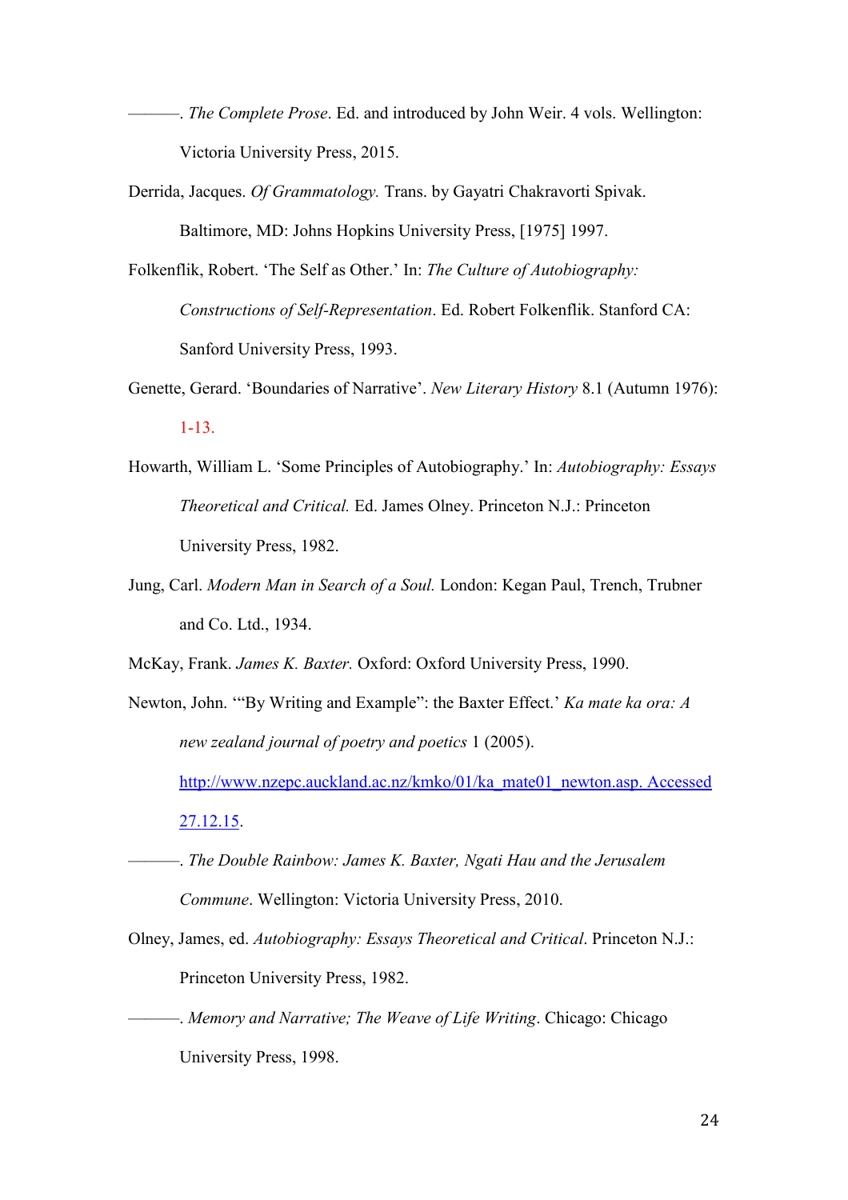———. *The Complete Prose*. Ed. and introduced by John Weir. 4 vols. Wellington: Victoria University Press, 2015.

Derrida, Jacques. *Of Grammatology.* Trans. by Gayatri Chakravorti Spivak. Baltimore, MD: Johns Hopkins University Press, [1975] 1997.

Folkenflik, Robert. 'The Self as Other.' In: *The Culture of Autobiography: Constructions of Self-Representation*. Ed. Robert Folkenflik. Stanford CA: Sanford University Press, 1993.

Genette, Gerard. 'Boundaries of Narrative'. *New Literary History* 8.1 (Autumn 1976): 1-13.

Howarth, William L. 'Some Principles of Autobiography.' In: *Autobiography: Essays Theoretical and Critical.* Ed. James Olney. Princeton N.J.: Princeton University Press, 1982.

Jung, Carl. *Modern Man in Search of a Soul.* London: Kegan Paul, Trench, Trubner and Co. Ltd., 1934.

McKay, Frank. *James K. Baxter.* Oxford: Oxford University Press, 1990.

Newton, John. '"By Writing and Example": the Baxter Effect.' *Ka mate ka ora: A new zealand journal of poetry and poetics* 1 (2005). http://www.nzepc.auckland.ac.nz/kmko/01/ka_mate01_newton.asp. Accessed 27.12.15.

———. *The Double Rainbow: James K. Baxter, Ngati Hau and the Jerusalem Commune*. Wellington: Victoria University Press, 2010.

Olney, James, ed. *Autobiography: Essays Theoretical and Critical*. Princeton N.J.: Princeton University Press, 1982.

———. *Memory and Narrative; The Weave of Life Writing*. Chicago: Chicago University Press, 1998.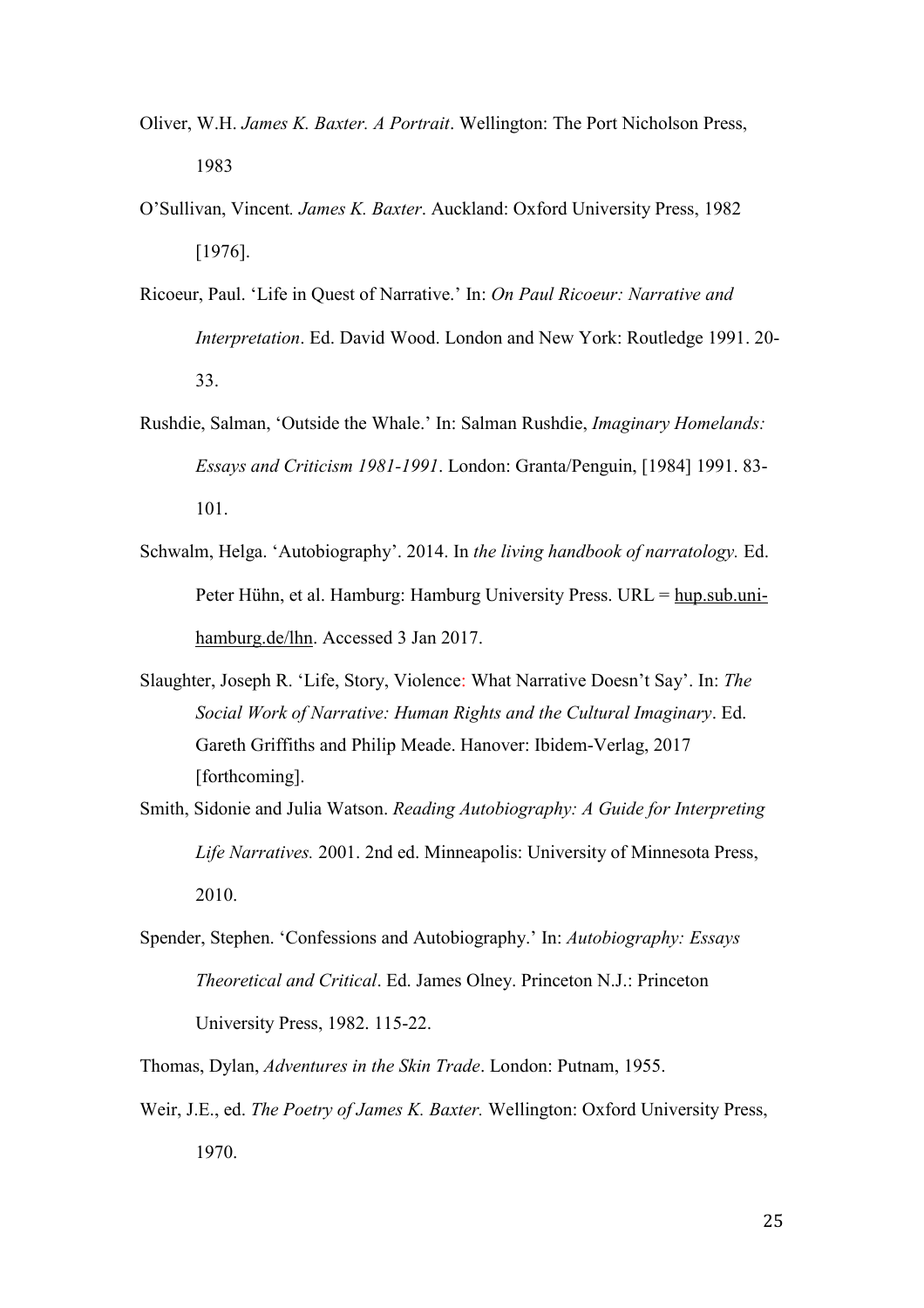Oliver, W.H. *James K. Baxter. A Portrait*. Wellington: The Port Nicholson Press, 1983

O'Sullivan, Vincent*.* *James K. Baxter*. Auckland: Oxford University Press, 1982 [1976].

Ricoeur, Paul. 'Life in Quest of Narrative.' In: *On Paul Ricoeur: Narrative and Interpretation*. Ed. David Wood. London and New York: Routledge 1991. 20-33.

Rushdie, Salman, 'Outside the Whale.' In: Salman Rushdie, *Imaginary Homelands: Essays and Criticism 1981-1991*. London: Granta/Penguin, [1984] 1991. 83-101.

Schwalm, Helga. 'Autobiography'. 2014. In *the living handbook of narratology.* Ed. Peter Hühn, et al. Hamburg: Hamburg University Press. URL = hup.sub.uni-hamburg.de/lhn. Accessed 3 Jan 2017.

Slaughter, Joseph R. 'Life, Story, Violence: What Narrative Doesn't Say'. In: *The Social Work of Narrative: Human Rights and the Cultural Imaginary*. Ed. Gareth Griffiths and Philip Meade. Hanover: Ibidem-Verlag, 2017 [forthcoming].

Smith, Sidonie and Julia Watson. *Reading Autobiography: A Guide for Interpreting Life Narratives.* 2001. 2nd ed. Minneapolis: University of Minnesota Press, 2010.

Spender, Stephen. 'Confessions and Autobiography.' In: *Autobiography: Essays Theoretical and Critical*. Ed. James Olney. Princeton N.J.: Princeton University Press, 1982. 115-22.

Thomas, Dylan, *Adventures in the Skin Trade*. London: Putnam, 1955.

Weir, J.E., ed. *The Poetry of James K. Baxter.* Wellington: Oxford University Press, 1970.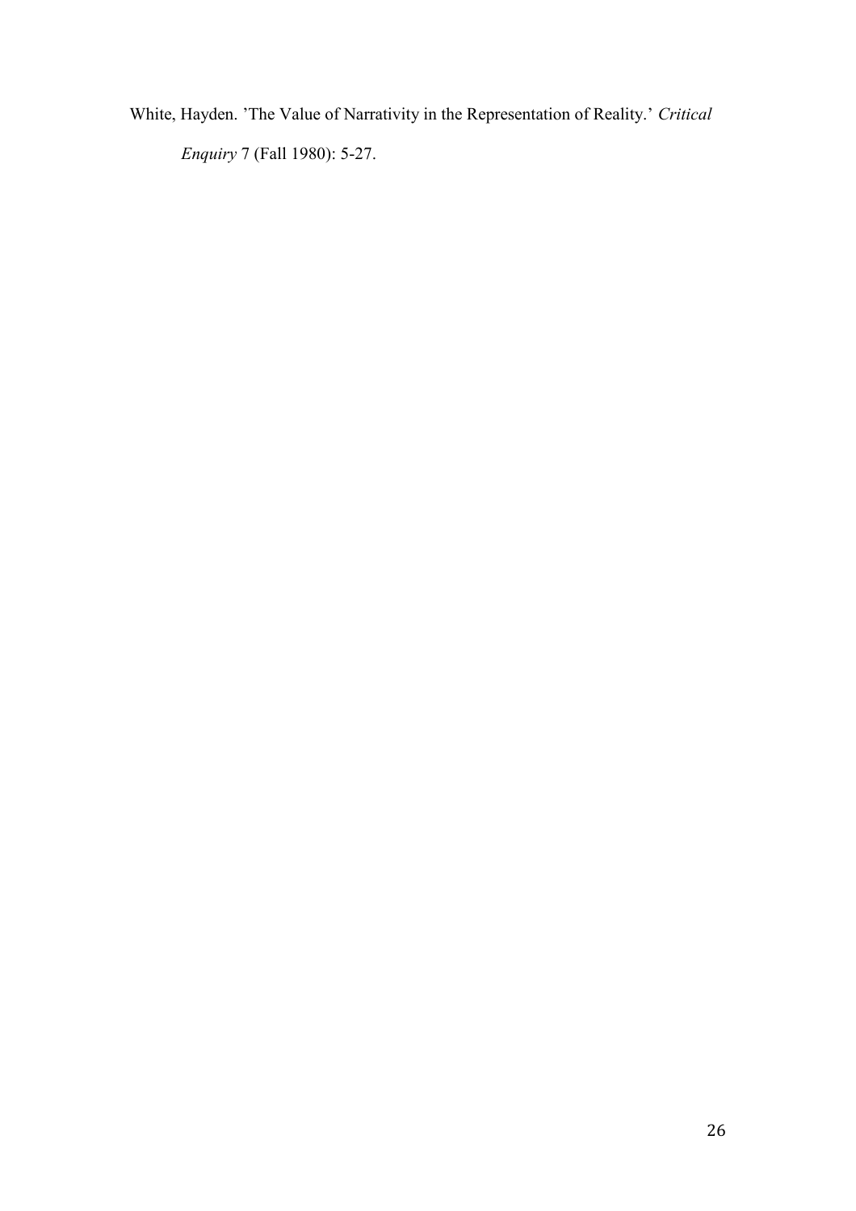White, Hayden. ’The Value of Narrativity in the Representation of Reality.’ *Critical Enquiry* 7 (Fall 1980): 5-27.